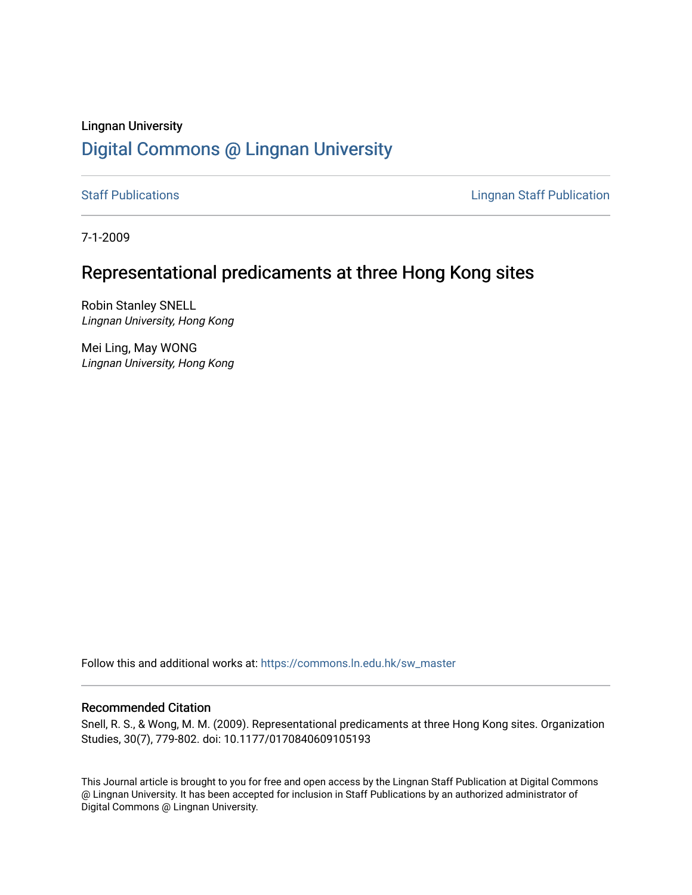Lingnan University

# Digital Commons @ Lingnan University

Staff Publications | Lingnan Staff Publication

7-1-2009

## Representational predicaments at three Hong Kong sites

Robin Stanley SNELL
*Lingnan University, Hong Kong*

Mei Ling, May WONG
*Lingnan University, Hong Kong*

Follow this and additional works at: https://commons.ln.edu.hk/sw_master

### Recommended Citation

Snell, R. S., & Wong, M. M. (2009). Representational predicaments at three Hong Kong sites. Organization Studies, 30(7), 779-802. doi: 10.1177/0170840609105193

This Journal article is brought to you for free and open access by the Lingnan Staff Publication at Digital Commons @ Lingnan University. It has been accepted for inclusion in Staff Publications by an authorized administrator of Digital Commons @ Lingnan University.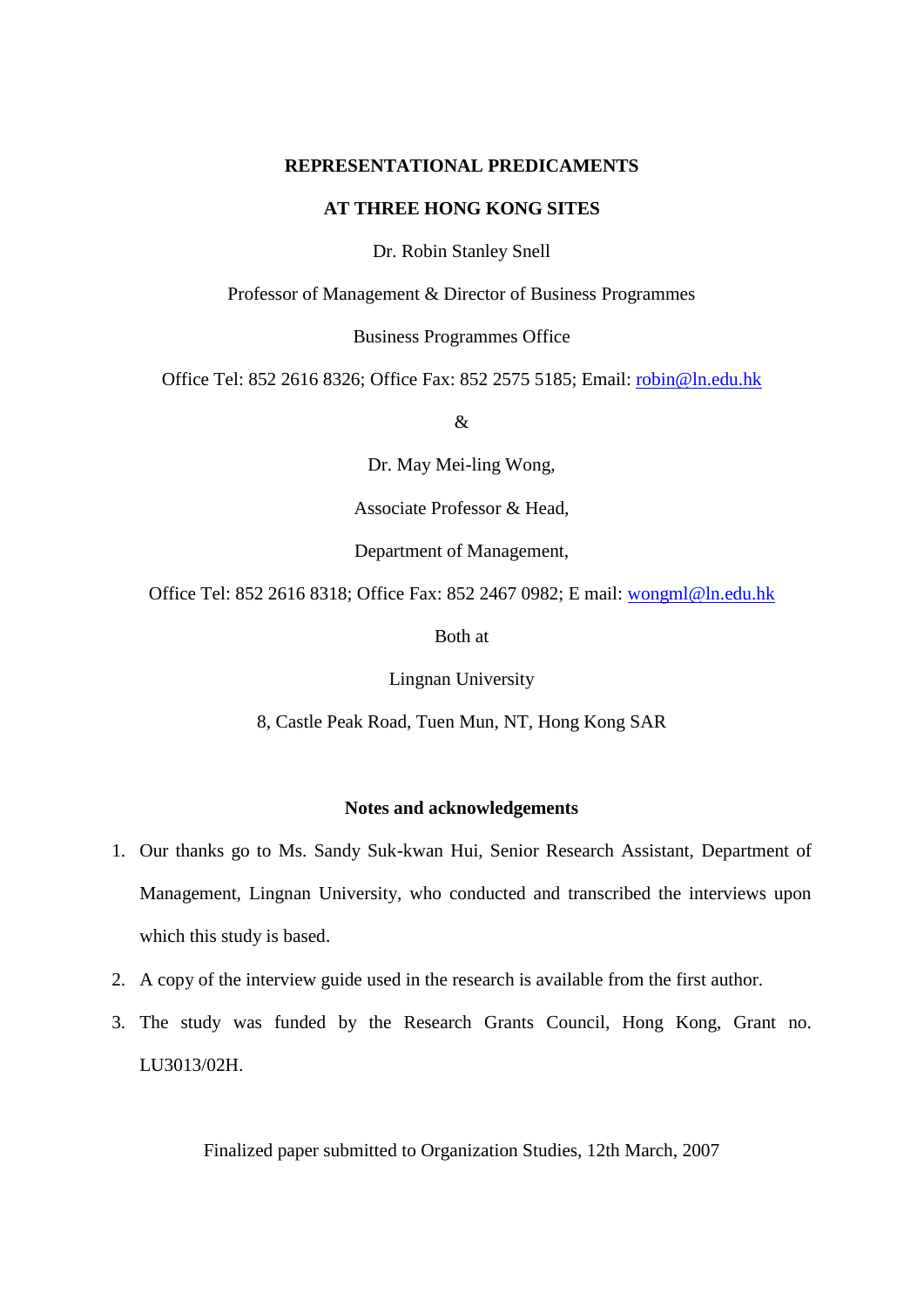# REPRESENTATIONAL PREDICAMENTS

# AT THREE HONG KONG SITES

Dr. Robin Stanley Snell

Professor of Management & Director of Business Programmes

Business Programmes Office

Office Tel: 852 2616 8326; Office Fax: 852 2575 5185; Email: robin@ln.edu.hk

&

Dr. May Mei-ling Wong,

Associate Professor & Head,

Department of Management,

Office Tel: 852 2616 8318; Office Fax: 852 2467 0982; E mail: wongml@ln.edu.hk

Both at

Lingnan University

8, Castle Peak Road, Tuen Mun, NT, Hong Kong SAR

**Notes and acknowledgements**

1. Our thanks go to Ms. Sandy Suk-kwan Hui, Senior Research Assistant, Department of Management, Lingnan University, who conducted and transcribed the interviews upon which this study is based.
2. A copy of the interview guide used in the research is available from the first author.
3. The study was funded by the Research Grants Council, Hong Kong, Grant no. LU3013/02H.

Finalized paper submitted to Organization Studies, 12th March, 2007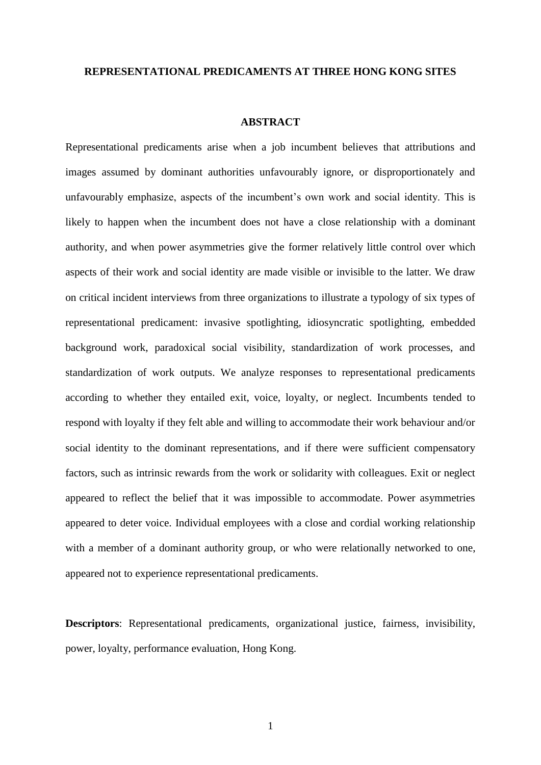# REPRESENTATIONAL PREDICAMENTS AT THREE HONG KONG SITES

## ABSTRACT

Representational predicaments arise when a job incumbent believes that attributions and images assumed by dominant authorities unfavourably ignore, or disproportionately and unfavourably emphasize, aspects of the incumbent's own work and social identity. This is likely to happen when the incumbent does not have a close relationship with a dominant authority, and when power asymmetries give the former relatively little control over which aspects of their work and social identity are made visible or invisible to the latter. We draw on critical incident interviews from three organizations to illustrate a typology of six types of representational predicament: invasive spotlighting, idiosyncratic spotlighting, embedded background work, paradoxical social visibility, standardization of work processes, and standardization of work outputs. We analyze responses to representational predicaments according to whether they entailed exit, voice, loyalty, or neglect. Incumbents tended to respond with loyalty if they felt able and willing to accommodate their work behaviour and/or social identity to the dominant representations, and if there were sufficient compensatory factors, such as intrinsic rewards from the work or solidarity with colleagues. Exit or neglect appeared to reflect the belief that it was impossible to accommodate. Power asymmetries appeared to deter voice. Individual employees with a close and cordial working relationship with a member of a dominant authority group, or who were relationally networked to one, appeared not to experience representational predicaments.

**Descriptors**: Representational predicaments, organizational justice, fairness, invisibility, power, loyalty, performance evaluation, Hong Kong.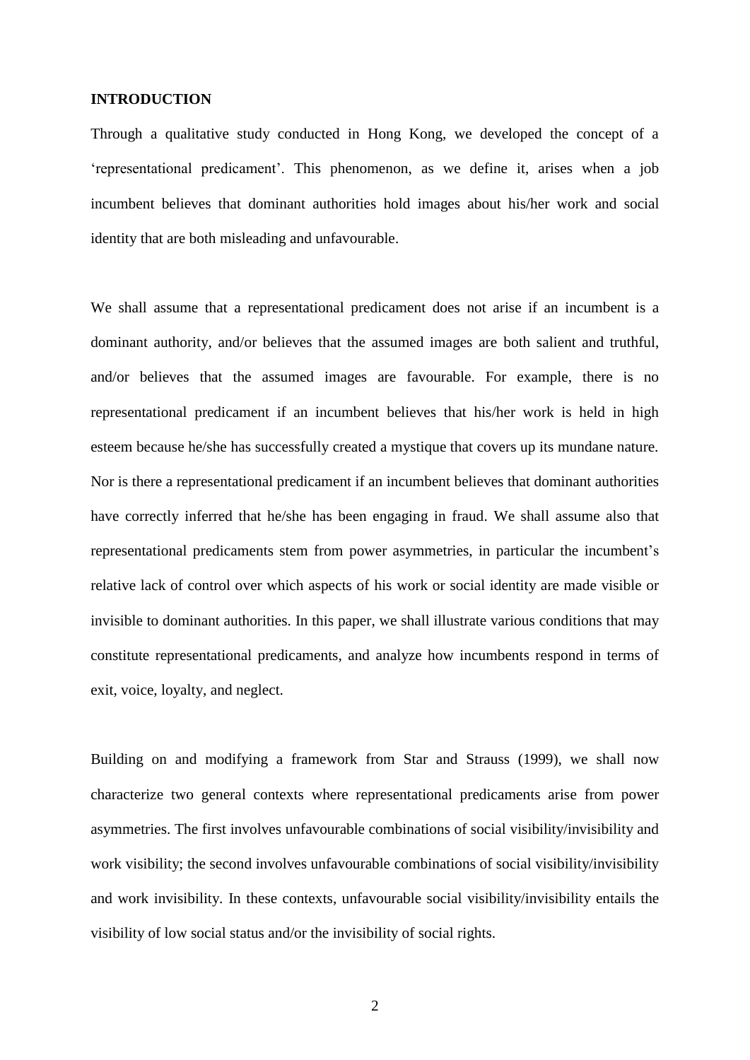**INTRODUCTION**

Through a qualitative study conducted in Hong Kong, we developed the concept of a 'representational predicament'. This phenomenon, as we define it, arises when a job incumbent believes that dominant authorities hold images about his/her work and social identity that are both misleading and unfavourable.

We shall assume that a representational predicament does not arise if an incumbent is a dominant authority, and/or believes that the assumed images are both salient and truthful, and/or believes that the assumed images are favourable. For example, there is no representational predicament if an incumbent believes that his/her work is held in high esteem because he/she has successfully created a mystique that covers up its mundane nature. Nor is there a representational predicament if an incumbent believes that dominant authorities have correctly inferred that he/she has been engaging in fraud. We shall assume also that representational predicaments stem from power asymmetries, in particular the incumbent's relative lack of control over which aspects of his work or social identity are made visible or invisible to dominant authorities. In this paper, we shall illustrate various conditions that may constitute representational predicaments, and analyze how incumbents respond in terms of exit, voice, loyalty, and neglect.

Building on and modifying a framework from Star and Strauss (1999), we shall now characterize two general contexts where representational predicaments arise from power asymmetries. The first involves unfavourable combinations of social visibility/invisibility and work visibility; the second involves unfavourable combinations of social visibility/invisibility and work invisibility. In these contexts, unfavourable social visibility/invisibility entails the visibility of low social status and/or the invisibility of social rights.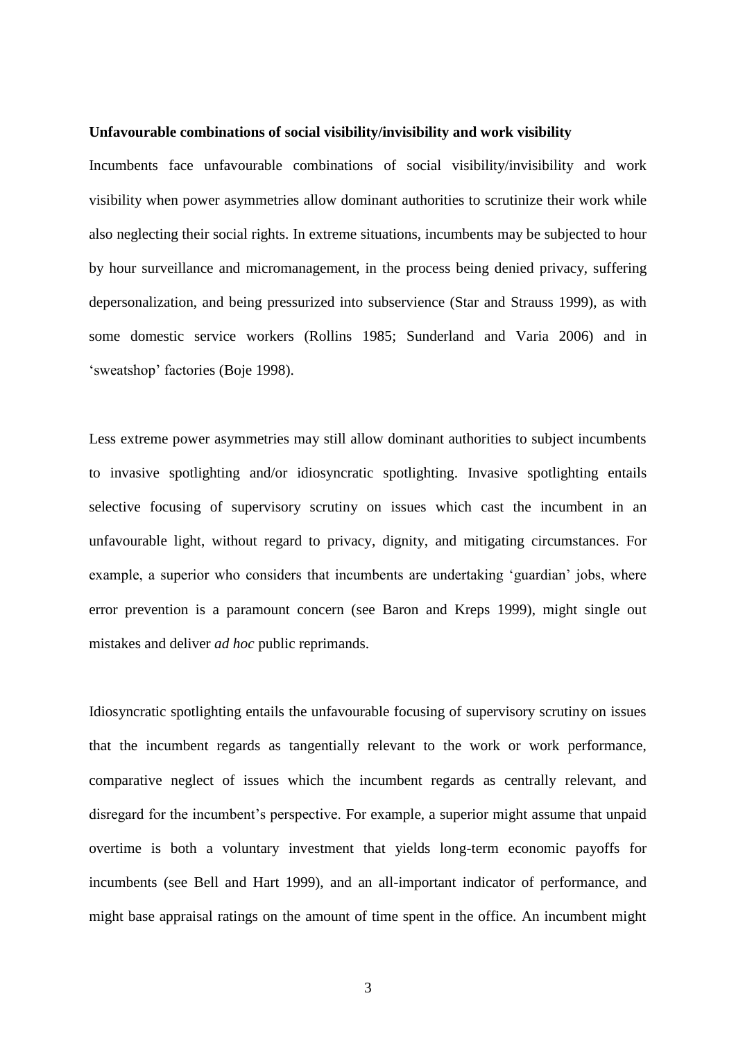**Unfavourable combinations of social visibility/invisibility and work visibility**

Incumbents face unfavourable combinations of social visibility/invisibility and work visibility when power asymmetries allow dominant authorities to scrutinize their work while also neglecting their social rights. In extreme situations, incumbents may be subjected to hour by hour surveillance and micromanagement, in the process being denied privacy, suffering depersonalization, and being pressurized into subservience (Star and Strauss 1999), as with some domestic service workers (Rollins 1985; Sunderland and Varia 2006) and in 'sweatshop' factories (Boje 1998).

Less extreme power asymmetries may still allow dominant authorities to subject incumbents to invasive spotlighting and/or idiosyncratic spotlighting. Invasive spotlighting entails selective focusing of supervisory scrutiny on issues which cast the incumbent in an unfavourable light, without regard to privacy, dignity, and mitigating circumstances. For example, a superior who considers that incumbents are undertaking 'guardian' jobs, where error prevention is a paramount concern (see Baron and Kreps 1999), might single out mistakes and deliver *ad hoc* public reprimands.

Idiosyncratic spotlighting entails the unfavourable focusing of supervisory scrutiny on issues that the incumbent regards as tangentially relevant to the work or work performance, comparative neglect of issues which the incumbent regards as centrally relevant, and disregard for the incumbent's perspective. For example, a superior might assume that unpaid overtime is both a voluntary investment that yields long-term economic payoffs for incumbents (see Bell and Hart 1999), and an all-important indicator of performance, and might base appraisal ratings on the amount of time spent in the office. An incumbent might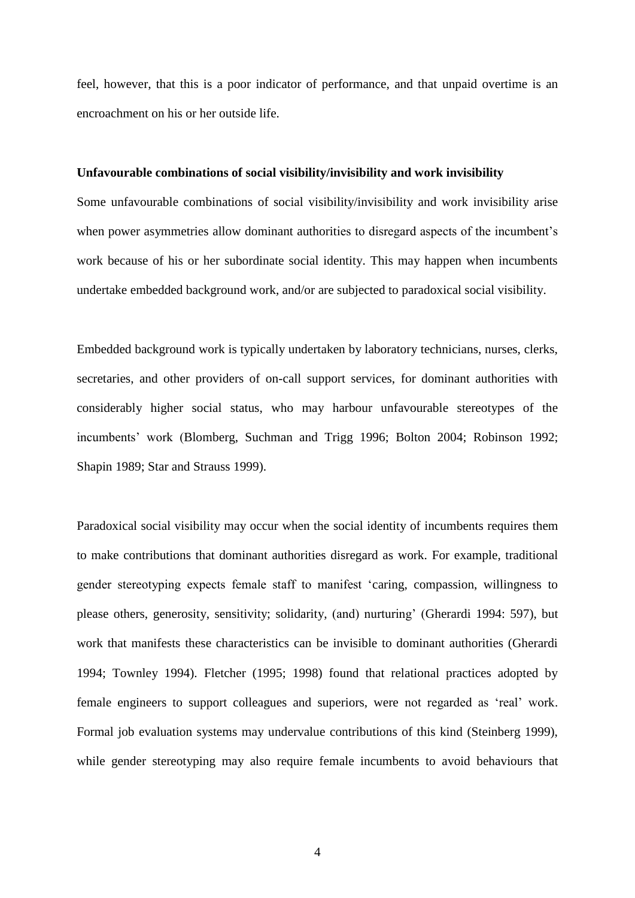feel, however, that this is a poor indicator of performance, and that unpaid overtime is an encroachment on his or her outside life.

**Unfavourable combinations of social visibility/invisibility and work invisibility**

Some unfavourable combinations of social visibility/invisibility and work invisibility arise when power asymmetries allow dominant authorities to disregard aspects of the incumbent's work because of his or her subordinate social identity. This may happen when incumbents undertake embedded background work, and/or are subjected to paradoxical social visibility.

Embedded background work is typically undertaken by laboratory technicians, nurses, clerks, secretaries, and other providers of on-call support services, for dominant authorities with considerably higher social status, who may harbour unfavourable stereotypes of the incumbents' work (Blomberg, Suchman and Trigg 1996; Bolton 2004; Robinson 1992; Shapin 1989; Star and Strauss 1999).

Paradoxical social visibility may occur when the social identity of incumbents requires them to make contributions that dominant authorities disregard as work. For example, traditional gender stereotyping expects female staff to manifest 'caring, compassion, willingness to please others, generosity, sensitivity; solidarity, (and) nurturing' (Gherardi 1994: 597), but work that manifests these characteristics can be invisible to dominant authorities (Gherardi 1994; Townley 1994). Fletcher (1995; 1998) found that relational practices adopted by female engineers to support colleagues and superiors, were not regarded as 'real' work. Formal job evaluation systems may undervalue contributions of this kind (Steinberg 1999), while gender stereotyping may also require female incumbents to avoid behaviours that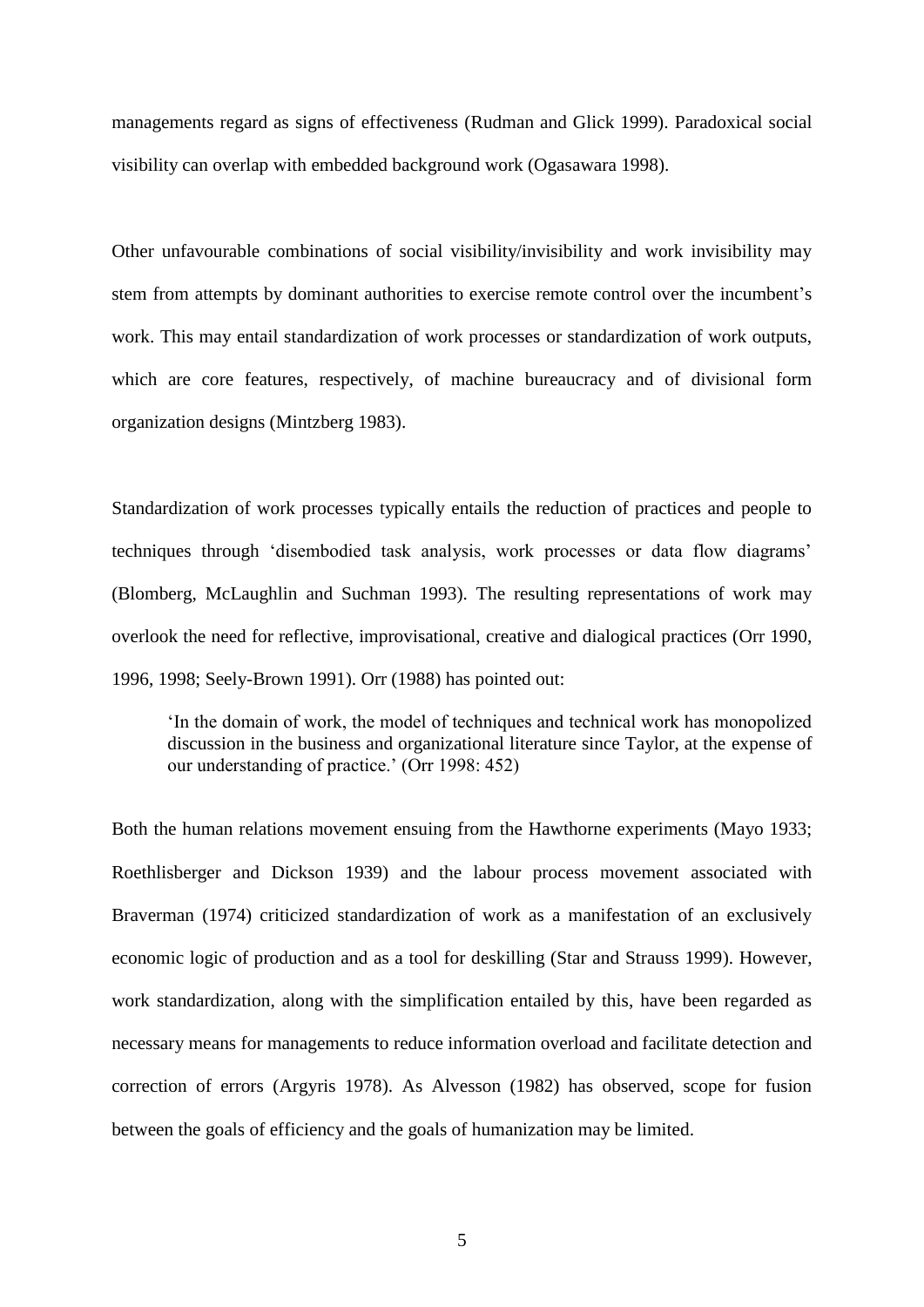managements regard as signs of effectiveness (Rudman and Glick 1999). Paradoxical social visibility can overlap with embedded background work (Ogasawara 1998).

Other unfavourable combinations of social visibility/invisibility and work invisibility may stem from attempts by dominant authorities to exercise remote control over the incumbent's work. This may entail standardization of work processes or standardization of work outputs, which are core features, respectively, of machine bureaucracy and of divisional form organization designs (Mintzberg 1983).

Standardization of work processes typically entails the reduction of practices and people to techniques through 'disembodied task analysis, work processes or data flow diagrams' (Blomberg, McLaughlin and Suchman 1993). The resulting representations of work may overlook the need for reflective, improvisational, creative and dialogical practices (Orr 1990, 1996, 1998; Seely-Brown 1991). Orr (1988) has pointed out:

> 'In the domain of work, the model of techniques and technical work has monopolized discussion in the business and organizational literature since Taylor, at the expense of our understanding of practice.' (Orr 1998: 452)

Both the human relations movement ensuing from the Hawthorne experiments (Mayo 1933; Roethlisberger and Dickson 1939) and the labour process movement associated with Braverman (1974) criticized standardization of work as a manifestation of an exclusively economic logic of production and as a tool for deskilling (Star and Strauss 1999). However, work standardization, along with the simplification entailed by this, have been regarded as necessary means for managements to reduce information overload and facilitate detection and correction of errors (Argyris 1978). As Alvesson (1982) has observed, scope for fusion between the goals of efficiency and the goals of humanization may be limited.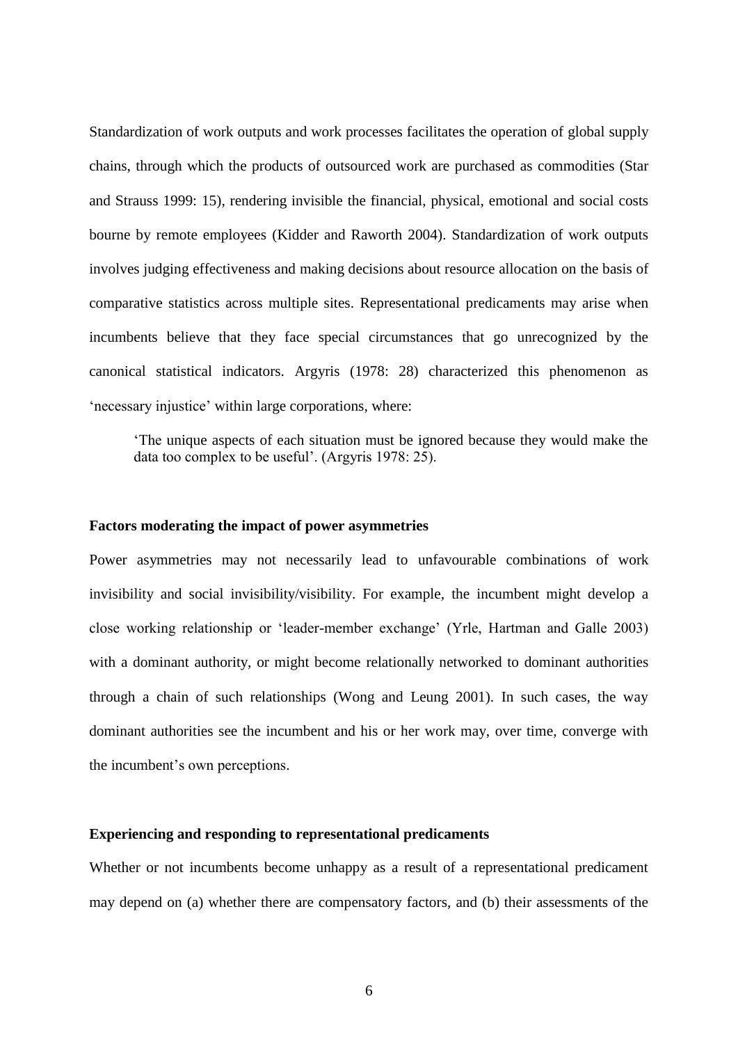Standardization of work outputs and work processes facilitates the operation of global supply chains, through which the products of outsourced work are purchased as commodities (Star and Strauss 1999: 15), rendering invisible the financial, physical, emotional and social costs bourne by remote employees (Kidder and Raworth 2004). Standardization of work outputs involves judging effectiveness and making decisions about resource allocation on the basis of comparative statistics across multiple sites. Representational predicaments may arise when incumbents believe that they face special circumstances that go unrecognized by the canonical statistical indicators. Argyris (1978: 28) characterized this phenomenon as 'necessary injustice' within large corporations, where:

> 'The unique aspects of each situation must be ignored because they would make the data too complex to be useful'. (Argyris 1978: 25).

**Factors moderating the impact of power asymmetries**

Power asymmetries may not necessarily lead to unfavourable combinations of work invisibility and social invisibility/visibility. For example, the incumbent might develop a close working relationship or 'leader-member exchange' (Yrle, Hartman and Galle 2003) with a dominant authority, or might become relationally networked to dominant authorities through a chain of such relationships (Wong and Leung 2001). In such cases, the way dominant authorities see the incumbent and his or her work may, over time, converge with the incumbent's own perceptions.

**Experiencing and responding to representational predicaments**

Whether or not incumbents become unhappy as a result of a representational predicament may depend on (a) whether there are compensatory factors, and (b) their assessments of the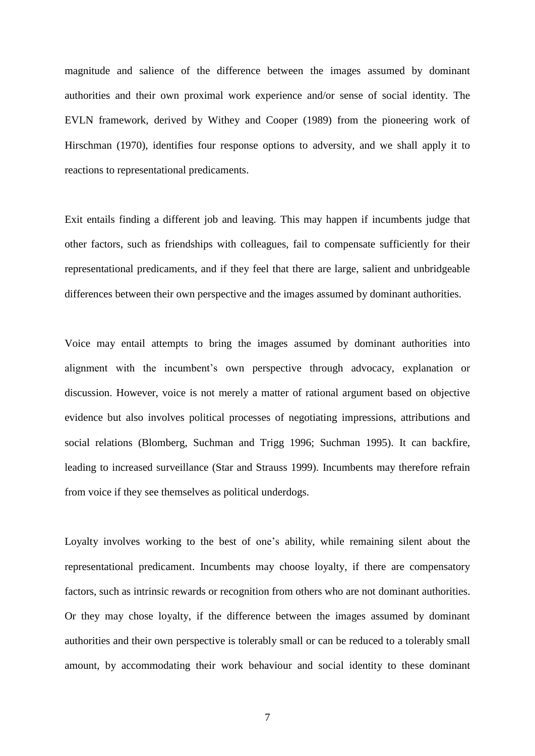magnitude and salience of the difference between the images assumed by dominant authorities and their own proximal work experience and/or sense of social identity. The EVLN framework, derived by Withey and Cooper (1989) from the pioneering work of Hirschman (1970), identifies four response options to adversity, and we shall apply it to reactions to representational predicaments.

Exit entails finding a different job and leaving. This may happen if incumbents judge that other factors, such as friendships with colleagues, fail to compensate sufficiently for their representational predicaments, and if they feel that there are large, salient and unbridgeable differences between their own perspective and the images assumed by dominant authorities.

Voice may entail attempts to bring the images assumed by dominant authorities into alignment with the incumbent's own perspective through advocacy, explanation or discussion. However, voice is not merely a matter of rational argument based on objective evidence but also involves political processes of negotiating impressions, attributions and social relations (Blomberg, Suchman and Trigg 1996; Suchman 1995). It can backfire, leading to increased surveillance (Star and Strauss 1999). Incumbents may therefore refrain from voice if they see themselves as political underdogs.

Loyalty involves working to the best of one's ability, while remaining silent about the representational predicament. Incumbents may choose loyalty, if there are compensatory factors, such as intrinsic rewards or recognition from others who are not dominant authorities. Or they may chose loyalty, if the difference between the images assumed by dominant authorities and their own perspective is tolerably small or can be reduced to a tolerably small amount, by accommodating their work behaviour and social identity to these dominant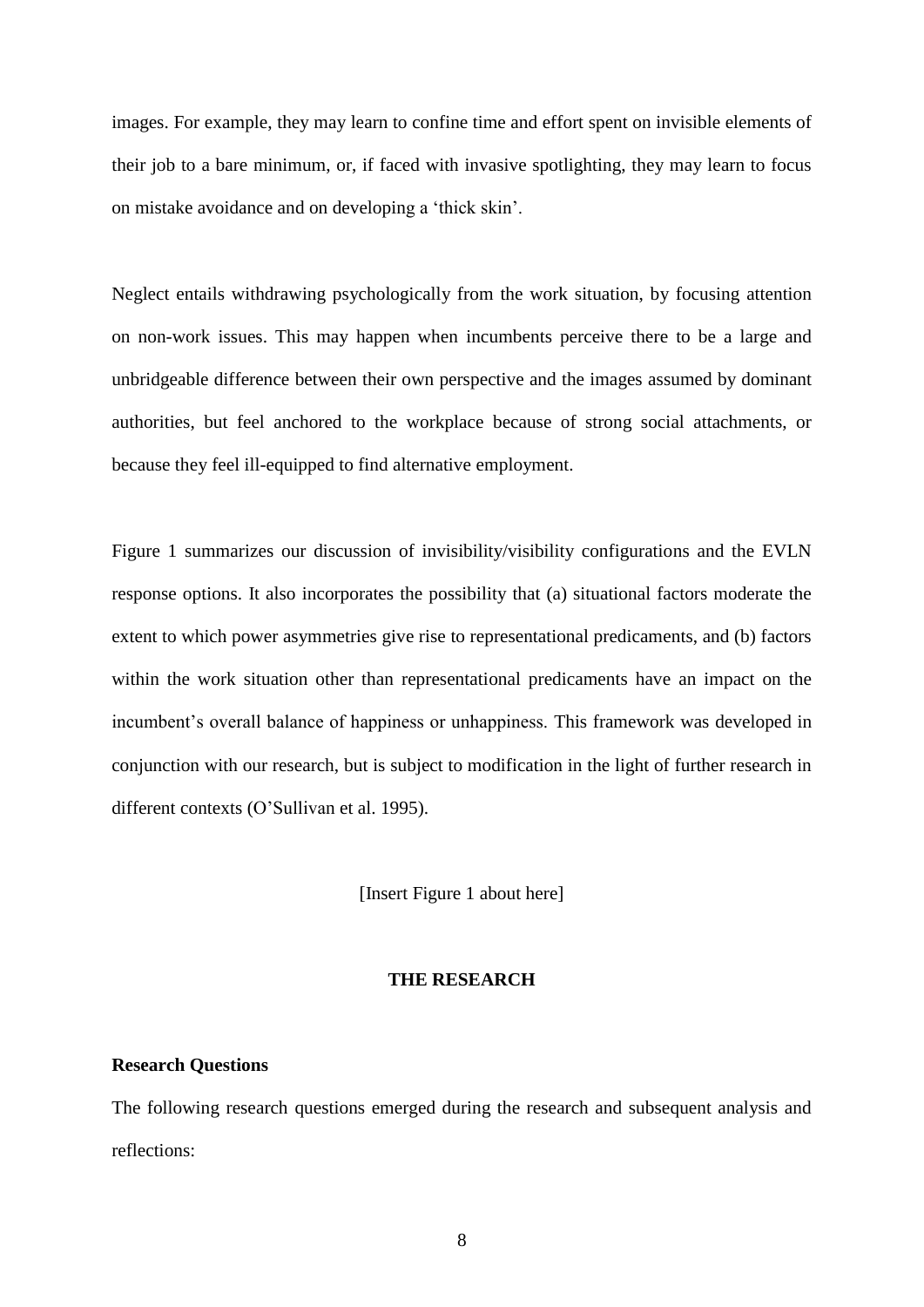images. For example, they may learn to confine time and effort spent on invisible elements of their job to a bare minimum, or, if faced with invasive spotlighting, they may learn to focus on mistake avoidance and on developing a 'thick skin'.

Neglect entails withdrawing psychologically from the work situation, by focusing attention on non-work issues. This may happen when incumbents perceive there to be a large and unbridgeable difference between their own perspective and the images assumed by dominant authorities, but feel anchored to the workplace because of strong social attachments, or because they feel ill-equipped to find alternative employment.

Figure 1 summarizes our discussion of invisibility/visibility configurations and the EVLN response options. It also incorporates the possibility that (a) situational factors moderate the extent to which power asymmetries give rise to representational predicaments, and (b) factors within the work situation other than representational predicaments have an impact on the incumbent's overall balance of happiness or unhappiness. This framework was developed in conjunction with our research, but is subject to modification in the light of further research in different contexts (O'Sullivan et al. 1995).

[Insert Figure 1 about here]

## THE RESEARCH

### Research Questions

The following research questions emerged during the research and subsequent analysis and reflections: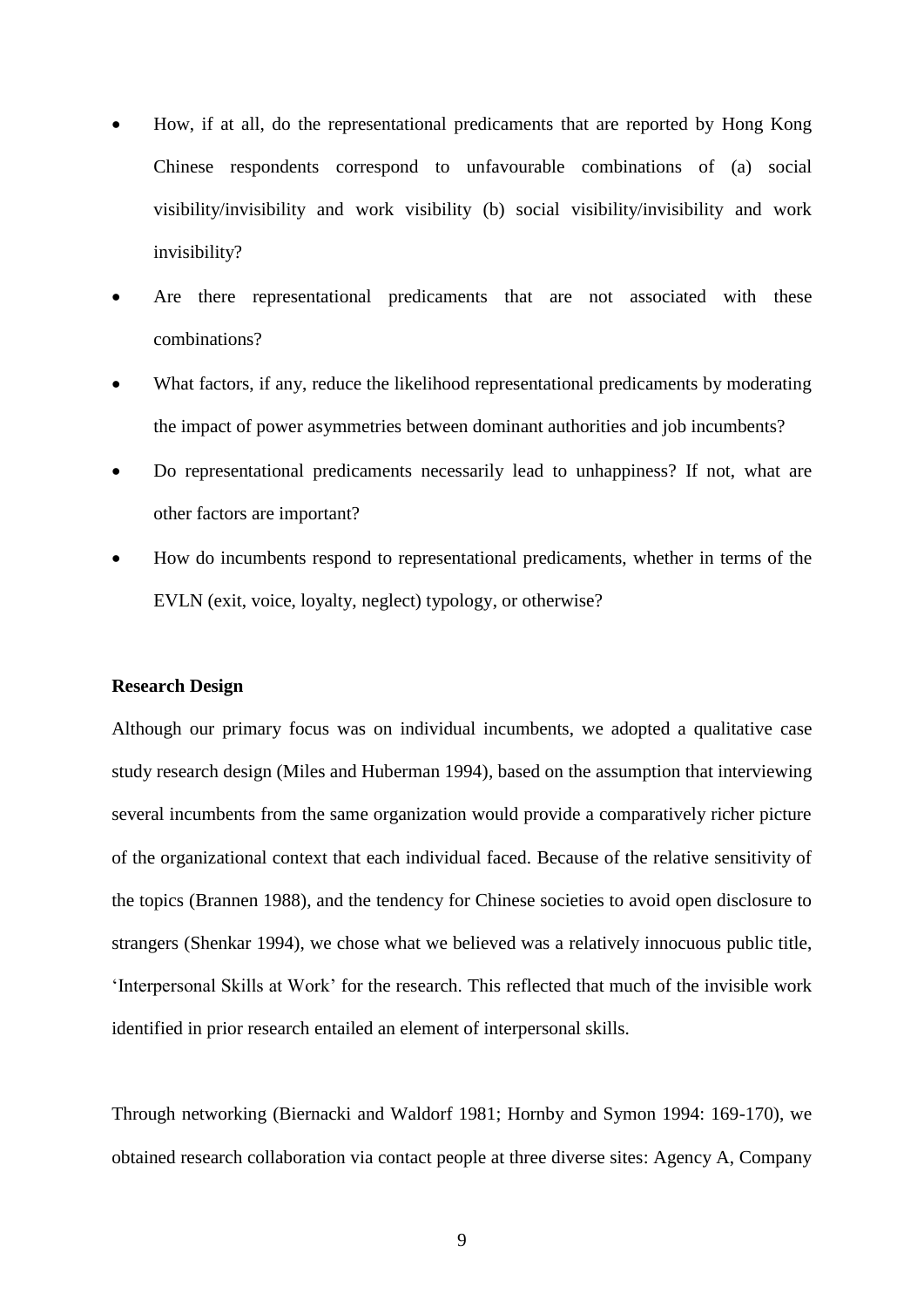- How, if at all, do the representational predicaments that are reported by Hong Kong Chinese respondents correspond to unfavourable combinations of (a) social visibility/invisibility and work visibility (b) social visibility/invisibility and work invisibility?
- Are there representational predicaments that are not associated with these combinations?
- What factors, if any, reduce the likelihood representational predicaments by moderating the impact of power asymmetries between dominant authorities and job incumbents?
- Do representational predicaments necessarily lead to unhappiness? If not, what are other factors are important?
- How do incumbents respond to representational predicaments, whether in terms of the EVLN (exit, voice, loyalty, neglect) typology, or otherwise?

**Research Design**

Although our primary focus was on individual incumbents, we adopted a qualitative case study research design (Miles and Huberman 1994), based on the assumption that interviewing several incumbents from the same organization would provide a comparatively richer picture of the organizational context that each individual faced. Because of the relative sensitivity of the topics (Brannen 1988), and the tendency for Chinese societies to avoid open disclosure to strangers (Shenkar 1994), we chose what we believed was a relatively innocuous public title, 'Interpersonal Skills at Work' for the research. This reflected that much of the invisible work identified in prior research entailed an element of interpersonal skills.

Through networking (Biernacki and Waldorf 1981; Hornby and Symon 1994: 169-170), we obtained research collaboration via contact people at three diverse sites: Agency A, Company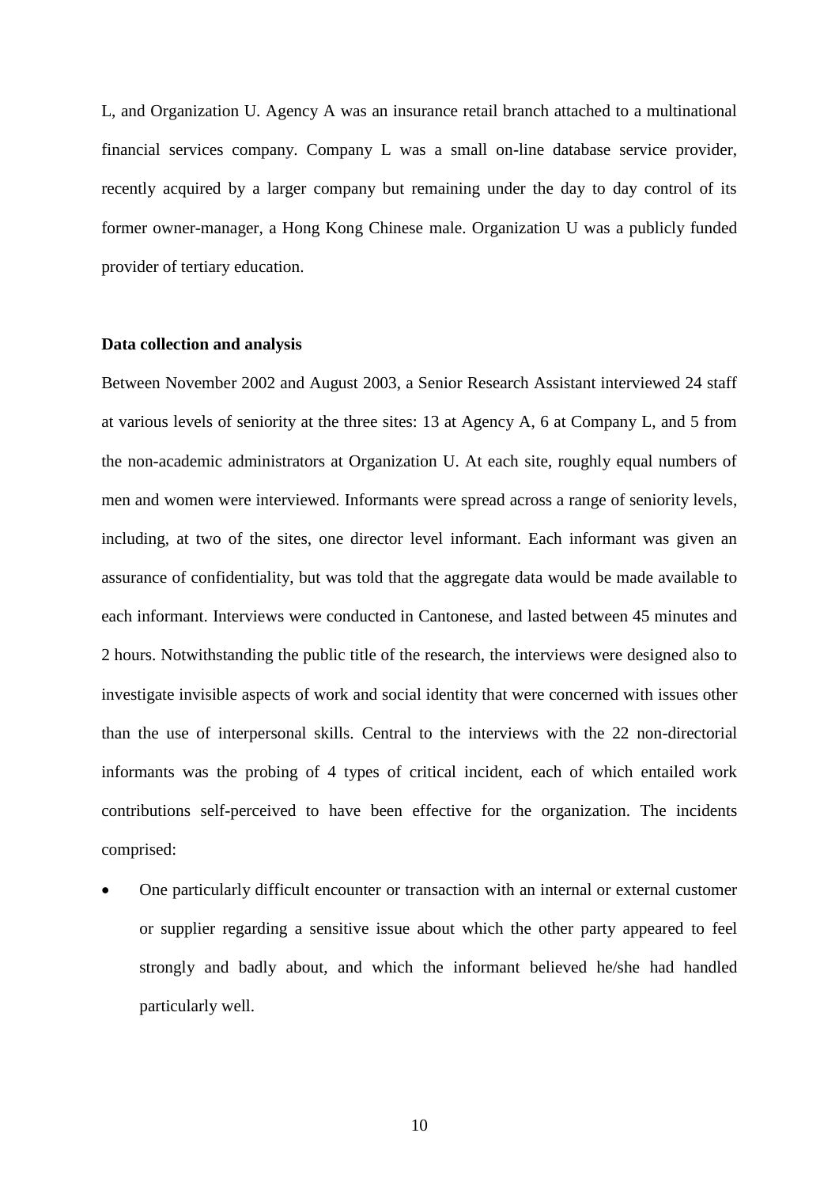L, and Organization U. Agency A was an insurance retail branch attached to a multinational financial services company. Company L was a small on-line database service provider, recently acquired by a larger company but remaining under the day to day control of its former owner-manager, a Hong Kong Chinese male. Organization U was a publicly funded provider of tertiary education.

**Data collection and analysis**

Between November 2002 and August 2003, a Senior Research Assistant interviewed 24 staff at various levels of seniority at the three sites: 13 at Agency A, 6 at Company L, and 5 from the non-academic administrators at Organization U. At each site, roughly equal numbers of men and women were interviewed. Informants were spread across a range of seniority levels, including, at two of the sites, one director level informant. Each informant was given an assurance of confidentiality, but was told that the aggregate data would be made available to each informant. Interviews were conducted in Cantonese, and lasted between 45 minutes and 2 hours. Notwithstanding the public title of the research, the interviews were designed also to investigate invisible aspects of work and social identity that were concerned with issues other than the use of interpersonal skills. Central to the interviews with the 22 non-directorial informants was the probing of 4 types of critical incident, each of which entailed work contributions self-perceived to have been effective for the organization. The incidents comprised:

- One particularly difficult encounter or transaction with an internal or external customer or supplier regarding a sensitive issue about which the other party appeared to feel strongly and badly about, and which the informant believed he/she had handled particularly well.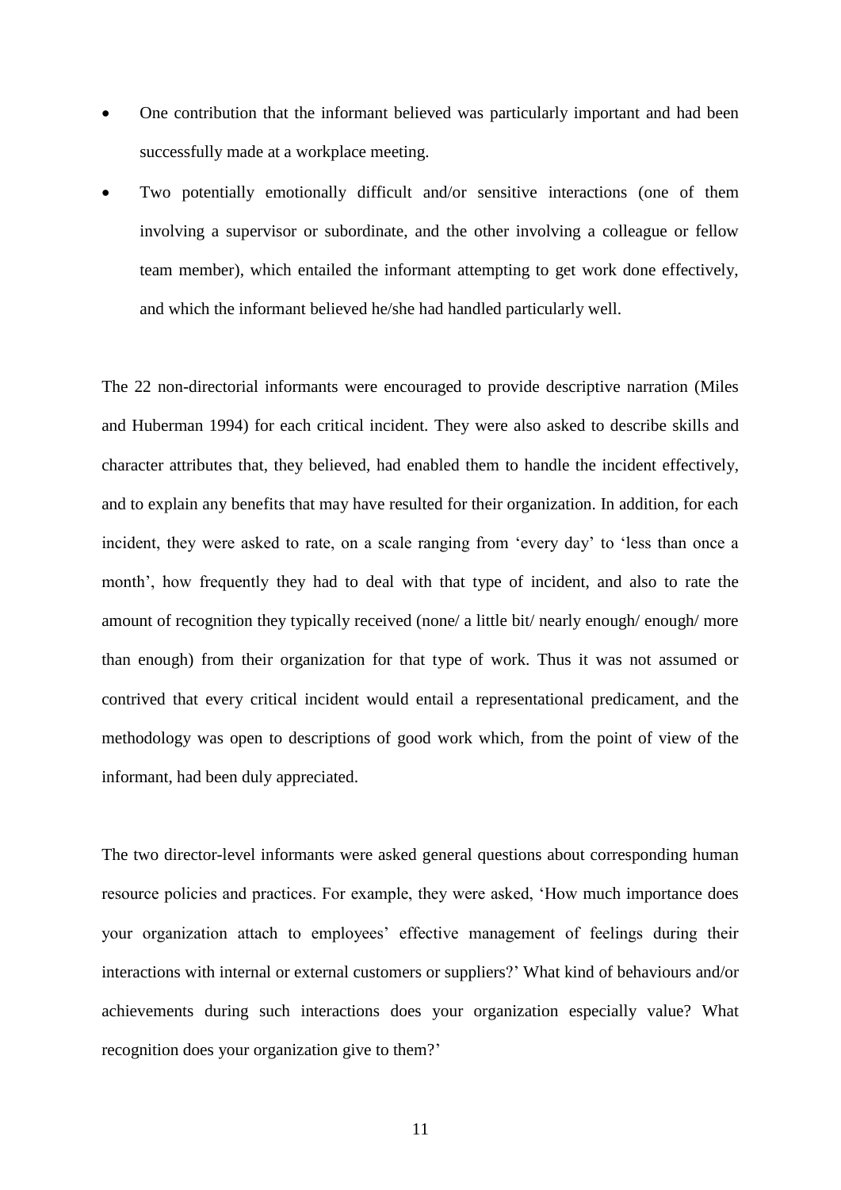- One contribution that the informant believed was particularly important and had been successfully made at a workplace meeting.
- Two potentially emotionally difficult and/or sensitive interactions (one of them involving a supervisor or subordinate, and the other involving a colleague or fellow team member), which entailed the informant attempting to get work done effectively, and which the informant believed he/she had handled particularly well.

The 22 non-directorial informants were encouraged to provide descriptive narration (Miles and Huberman 1994) for each critical incident. They were also asked to describe skills and character attributes that, they believed, had enabled them to handle the incident effectively, and to explain any benefits that may have resulted for their organization. In addition, for each incident, they were asked to rate, on a scale ranging from 'every day' to 'less than once a month', how frequently they had to deal with that type of incident, and also to rate the amount of recognition they typically received (none/ a little bit/ nearly enough/ enough/ more than enough) from their organization for that type of work. Thus it was not assumed or contrived that every critical incident would entail a representational predicament, and the methodology was open to descriptions of good work which, from the point of view of the informant, had been duly appreciated.

The two director-level informants were asked general questions about corresponding human resource policies and practices. For example, they were asked, 'How much importance does your organization attach to employees' effective management of feelings during their interactions with internal or external customers or suppliers?' What kind of behaviours and/or achievements during such interactions does your organization especially value? What recognition does your organization give to them?'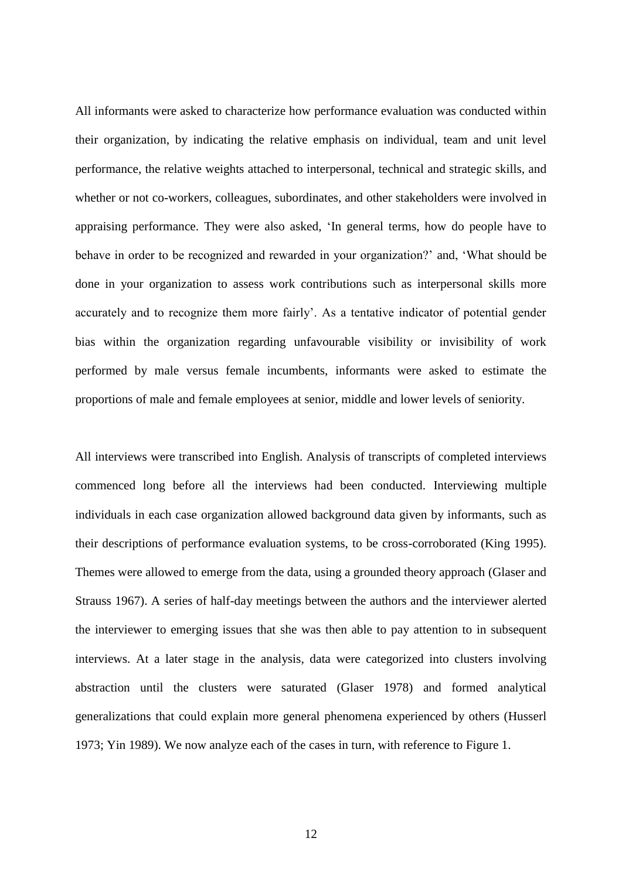All informants were asked to characterize how performance evaluation was conducted within their organization, by indicating the relative emphasis on individual, team and unit level performance, the relative weights attached to interpersonal, technical and strategic skills, and whether or not co-workers, colleagues, subordinates, and other stakeholders were involved in appraising performance. They were also asked, 'In general terms, how do people have to behave in order to be recognized and rewarded in your organization?' and, 'What should be done in your organization to assess work contributions such as interpersonal skills more accurately and to recognize them more fairly'. As a tentative indicator of potential gender bias within the organization regarding unfavourable visibility or invisibility of work performed by male versus female incumbents, informants were asked to estimate the proportions of male and female employees at senior, middle and lower levels of seniority.

All interviews were transcribed into English. Analysis of transcripts of completed interviews commenced long before all the interviews had been conducted. Interviewing multiple individuals in each case organization allowed background data given by informants, such as their descriptions of performance evaluation systems, to be cross-corroborated (King 1995). Themes were allowed to emerge from the data, using a grounded theory approach (Glaser and Strauss 1967). A series of half-day meetings between the authors and the interviewer alerted the interviewer to emerging issues that she was then able to pay attention to in subsequent interviews. At a later stage in the analysis, data were categorized into clusters involving abstraction until the clusters were saturated (Glaser 1978) and formed analytical generalizations that could explain more general phenomena experienced by others (Husserl 1973; Yin 1989). We now analyze each of the cases in turn, with reference to Figure 1.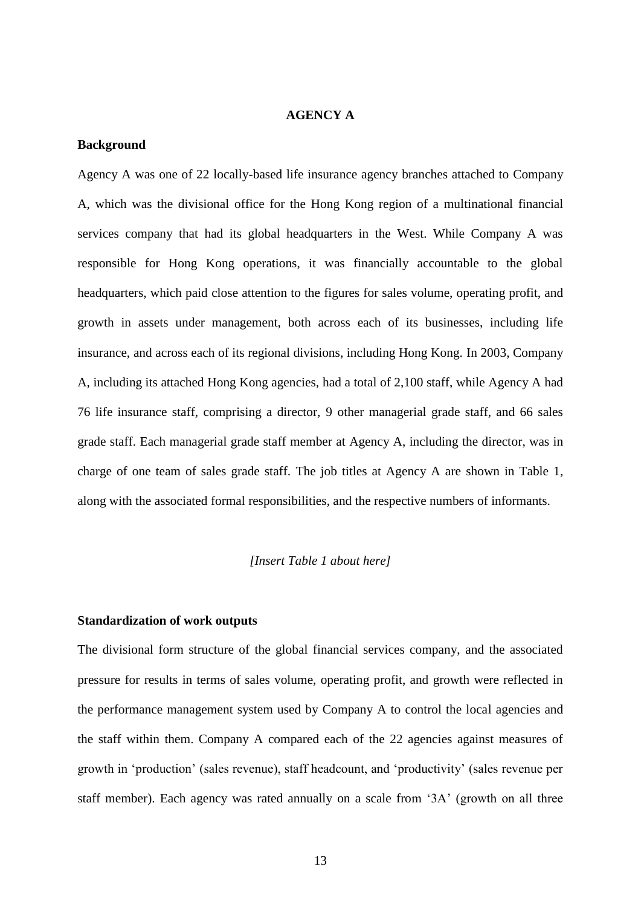## AGENCY A

### Background

Agency A was one of 22 locally-based life insurance agency branches attached to Company A, which was the divisional office for the Hong Kong region of a multinational financial services company that had its global headquarters in the West. While Company A was responsible for Hong Kong operations, it was financially accountable to the global headquarters, which paid close attention to the figures for sales volume, operating profit, and growth in assets under management, both across each of its businesses, including life insurance, and across each of its regional divisions, including Hong Kong. In 2003, Company A, including its attached Hong Kong agencies, had a total of 2,100 staff, while Agency A had 76 life insurance staff, comprising a director, 9 other managerial grade staff, and 66 sales grade staff. Each managerial grade staff member at Agency A, including the director, was in charge of one team of sales grade staff. The job titles at Agency A are shown in Table 1, along with the associated formal responsibilities, and the respective numbers of informants.

*[Insert Table 1 about here]*

### Standardization of work outputs

The divisional form structure of the global financial services company, and the associated pressure for results in terms of sales volume, operating profit, and growth were reflected in the performance management system used by Company A to control the local agencies and the staff within them. Company A compared each of the 22 agencies against measures of growth in 'production' (sales revenue), staff headcount, and 'productivity' (sales revenue per staff member). Each agency was rated annually on a scale from '3A' (growth on all three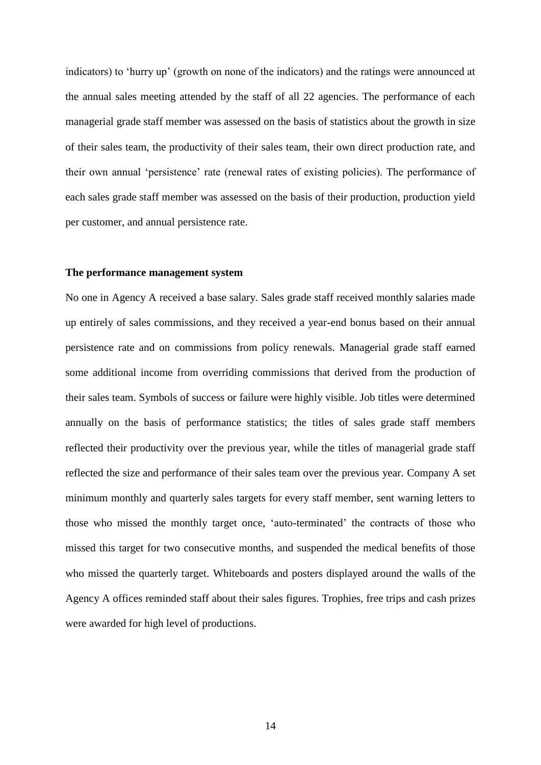indicators) to 'hurry up' (growth on none of the indicators) and the ratings were announced at the annual sales meeting attended by the staff of all 22 agencies. The performance of each managerial grade staff member was assessed on the basis of statistics about the growth in size of their sales team, the productivity of their sales team, their own direct production rate, and their own annual 'persistence' rate (renewal rates of existing policies). The performance of each sales grade staff member was assessed on the basis of their production, production yield per customer, and annual persistence rate.

**The performance management system**

No one in Agency A received a base salary. Sales grade staff received monthly salaries made up entirely of sales commissions, and they received a year-end bonus based on their annual persistence rate and on commissions from policy renewals. Managerial grade staff earned some additional income from overriding commissions that derived from the production of their sales team. Symbols of success or failure were highly visible. Job titles were determined annually on the basis of performance statistics; the titles of sales grade staff members reflected their productivity over the previous year, while the titles of managerial grade staff reflected the size and performance of their sales team over the previous year. Company A set minimum monthly and quarterly sales targets for every staff member, sent warning letters to those who missed the monthly target once, 'auto-terminated' the contracts of those who missed this target for two consecutive months, and suspended the medical benefits of those who missed the quarterly target. Whiteboards and posters displayed around the walls of the Agency A offices reminded staff about their sales figures. Trophies, free trips and cash prizes were awarded for high level of productions.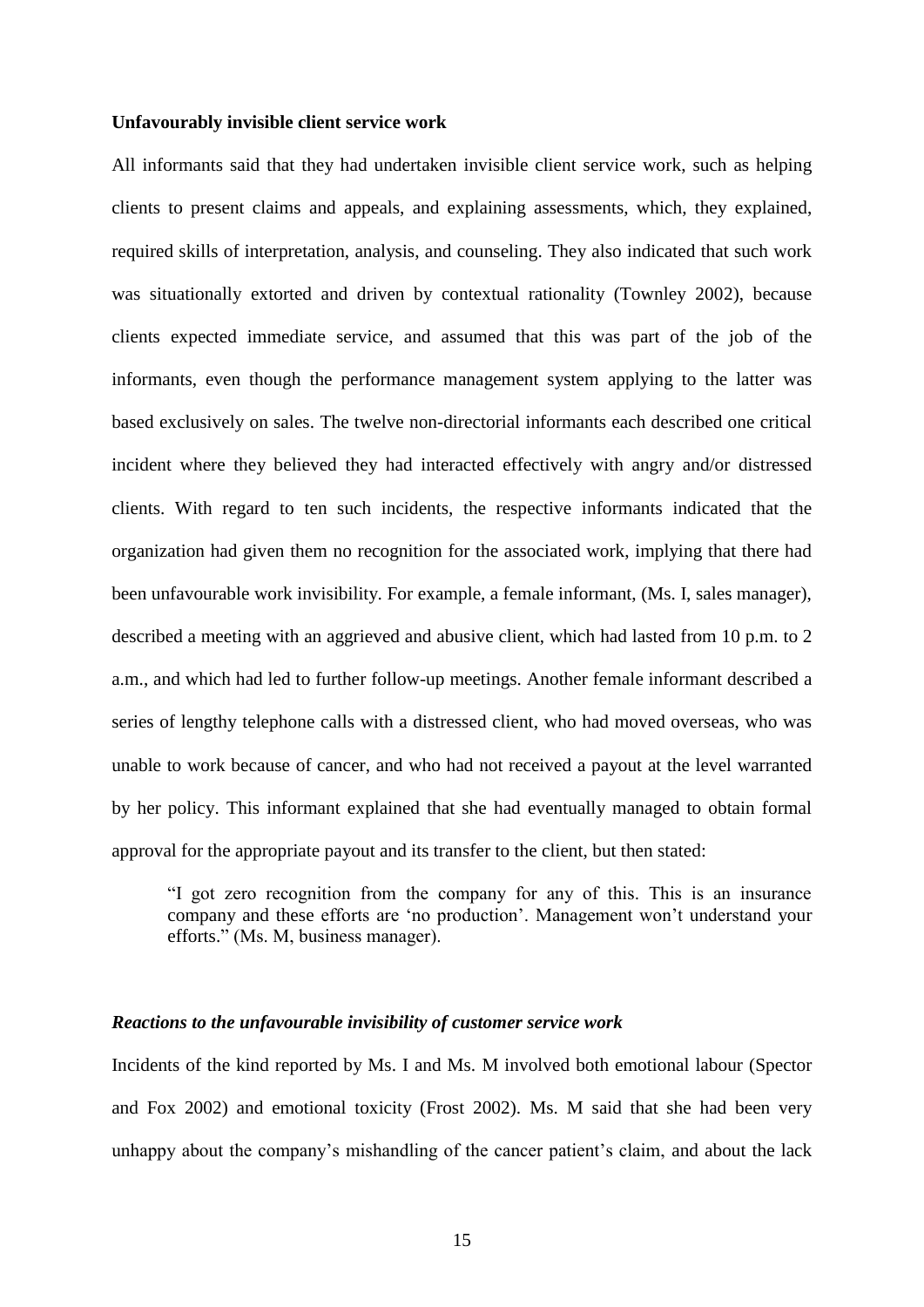**Unfavourably invisible client service work**

All informants said that they had undertaken invisible client service work, such as helping clients to present claims and appeals, and explaining assessments, which, they explained, required skills of interpretation, analysis, and counseling. They also indicated that such work was situationally extorted and driven by contextual rationality (Townley 2002), because clients expected immediate service, and assumed that this was part of the job of the informants, even though the performance management system applying to the latter was based exclusively on sales. The twelve non-directorial informants each described one critical incident where they believed they had interacted effectively with angry and/or distressed clients. With regard to ten such incidents, the respective informants indicated that the organization had given them no recognition for the associated work, implying that there had been unfavourable work invisibility. For example, a female informant, (Ms. I, sales manager), described a meeting with an aggrieved and abusive client, which had lasted from 10 p.m. to 2 a.m., and which had led to further follow-up meetings. Another female informant described a series of lengthy telephone calls with a distressed client, who had moved overseas, who was unable to work because of cancer, and who had not received a payout at the level warranted by her policy. This informant explained that she had eventually managed to obtain formal approval for the appropriate payout and its transfer to the client, but then stated:

> "I got zero recognition from the company for any of this. This is an insurance company and these efforts are 'no production'. Management won't understand your efforts." (Ms. M, business manager).

***Reactions to the unfavourable invisibility of customer service work***

Incidents of the kind reported by Ms. I and Ms. M involved both emotional labour (Spector and Fox 2002) and emotional toxicity (Frost 2002). Ms. M said that she had been very unhappy about the company's mishandling of the cancer patient's claim, and about the lack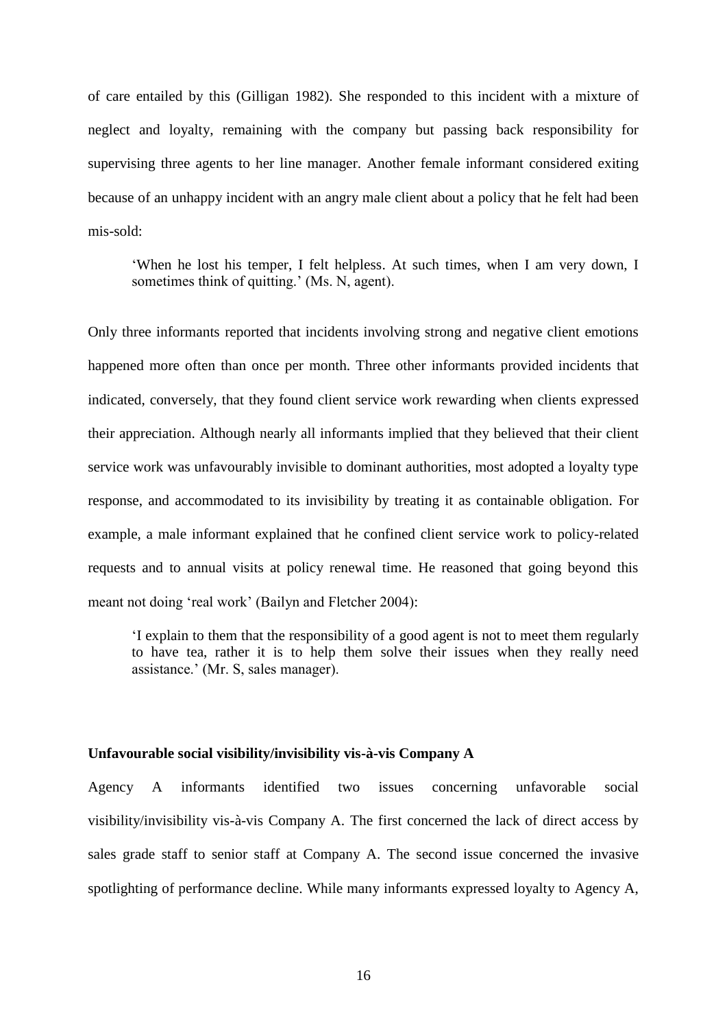of care entailed by this (Gilligan 1982). She responded to this incident with a mixture of neglect and loyalty, remaining with the company but passing back responsibility for supervising three agents to her line manager. Another female informant considered exiting because of an unhappy incident with an angry male client about a policy that he felt had been mis-sold:

> 'When he lost his temper, I felt helpless. At such times, when I am very down, I sometimes think of quitting.' (Ms. N, agent).

Only three informants reported that incidents involving strong and negative client emotions happened more often than once per month. Three other informants provided incidents that indicated, conversely, that they found client service work rewarding when clients expressed their appreciation. Although nearly all informants implied that they believed that their client service work was unfavourably invisible to dominant authorities, most adopted a loyalty type response, and accommodated to its invisibility by treating it as containable obligation. For example, a male informant explained that he confined client service work to policy-related requests and to annual visits at policy renewal time. He reasoned that going beyond this meant not doing 'real work' (Bailyn and Fletcher 2004):

> 'I explain to them that the responsibility of a good agent is not to meet them regularly to have tea, rather it is to help them solve their issues when they really need assistance.' (Mr. S, sales manager).

**Unfavourable social visibility/invisibility vis-à-vis Company A**

Agency A informants identified two issues concerning unfavorable social visibility/invisibility vis-à-vis Company A. The first concerned the lack of direct access by sales grade staff to senior staff at Company A. The second issue concerned the invasive spotlighting of performance decline. While many informants expressed loyalty to Agency A,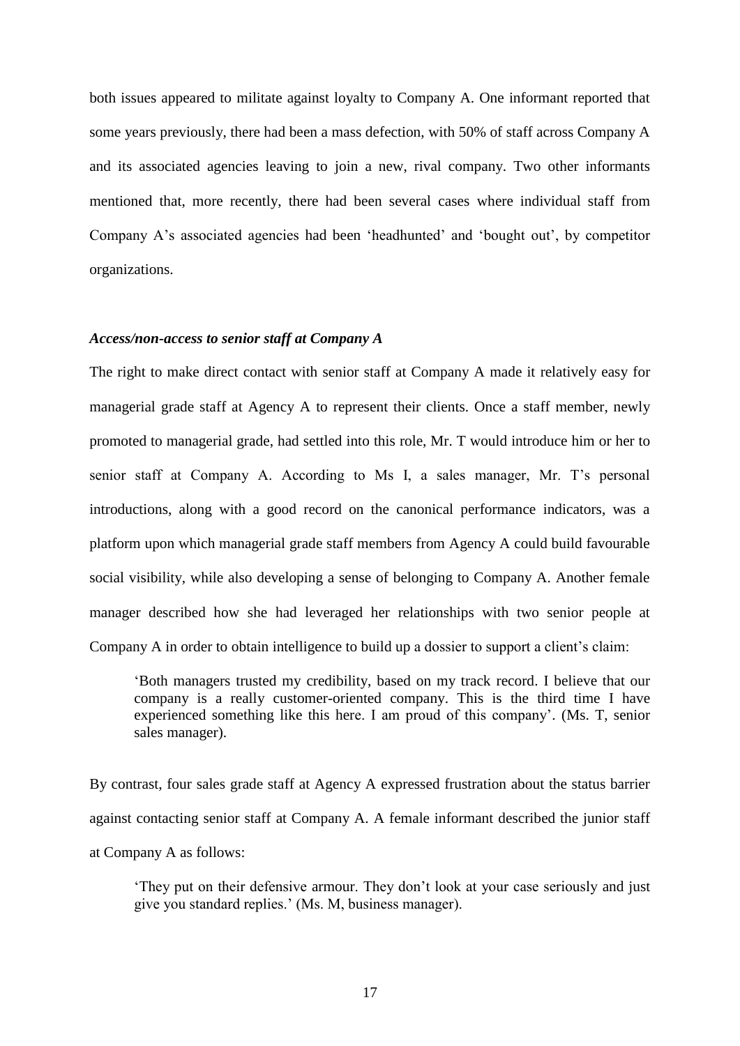both issues appeared to militate against loyalty to Company A. One informant reported that some years previously, there had been a mass defection, with 50% of staff across Company A and its associated agencies leaving to join a new, rival company. Two other informants mentioned that, more recently, there had been several cases where individual staff from Company A's associated agencies had been 'headhunted' and 'bought out', by competitor organizations.

### *Access/non-access to senior staff at Company A*

The right to make direct contact with senior staff at Company A made it relatively easy for managerial grade staff at Agency A to represent their clients. Once a staff member, newly promoted to managerial grade, had settled into this role, Mr. T would introduce him or her to senior staff at Company A. According to Ms I, a sales manager, Mr. T's personal introductions, along with a good record on the canonical performance indicators, was a platform upon which managerial grade staff members from Agency A could build favourable social visibility, while also developing a sense of belonging to Company A. Another female manager described how she had leveraged her relationships with two senior people at Company A in order to obtain intelligence to build up a dossier to support a client's claim:

> 'Both managers trusted my credibility, based on my track record. I believe that our company is a really customer-oriented company. This is the third time I have experienced something like this here. I am proud of this company'. (Ms. T, senior sales manager).

By contrast, four sales grade staff at Agency A expressed frustration about the status barrier against contacting senior staff at Company A. A female informant described the junior staff at Company A as follows:

> 'They put on their defensive armour. They don't look at your case seriously and just give you standard replies.' (Ms. M, business manager).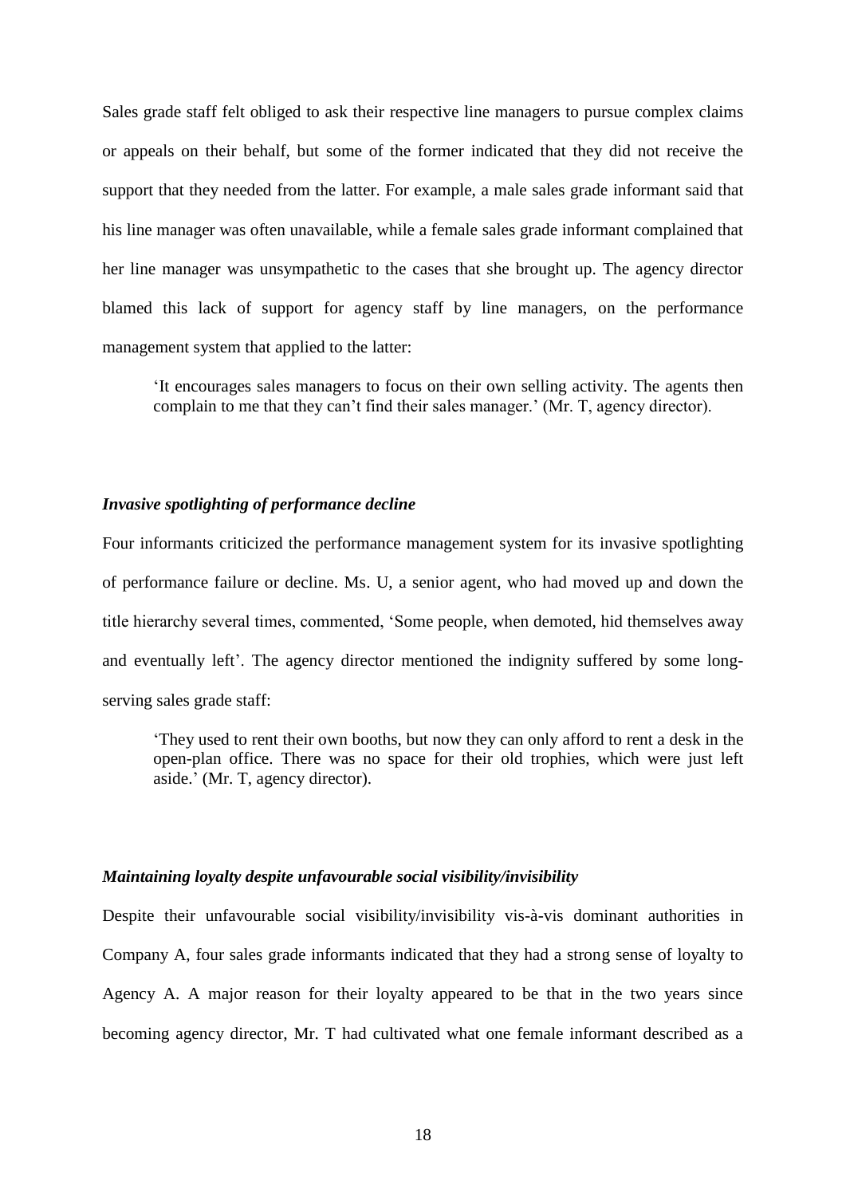Sales grade staff felt obliged to ask their respective line managers to pursue complex claims or appeals on their behalf, but some of the former indicated that they did not receive the support that they needed from the latter. For example, a male sales grade informant said that his line manager was often unavailable, while a female sales grade informant complained that her line manager was unsympathetic to the cases that she brought up. The agency director blamed this lack of support for agency staff by line managers, on the performance management system that applied to the latter:

> 'It encourages sales managers to focus on their own selling activity. The agents then complain to me that they can't find their sales manager.' (Mr. T, agency director).

### *Invasive spotlighting of performance decline*

Four informants criticized the performance management system for its invasive spotlighting of performance failure or decline. Ms. U, a senior agent, who had moved up and down the title hierarchy several times, commented, 'Some people, when demoted, hid themselves away and eventually left'. The agency director mentioned the indignity suffered by some long-serving sales grade staff:

> 'They used to rent their own booths, but now they can only afford to rent a desk in the open-plan office. There was no space for their old trophies, which were just left aside.' (Mr. T, agency director).

### *Maintaining loyalty despite unfavourable social visibility/invisibility*

Despite their unfavourable social visibility/invisibility vis-à-vis dominant authorities in Company A, four sales grade informants indicated that they had a strong sense of loyalty to Agency A. A major reason for their loyalty appeared to be that in the two years since becoming agency director, Mr. T had cultivated what one female informant described as a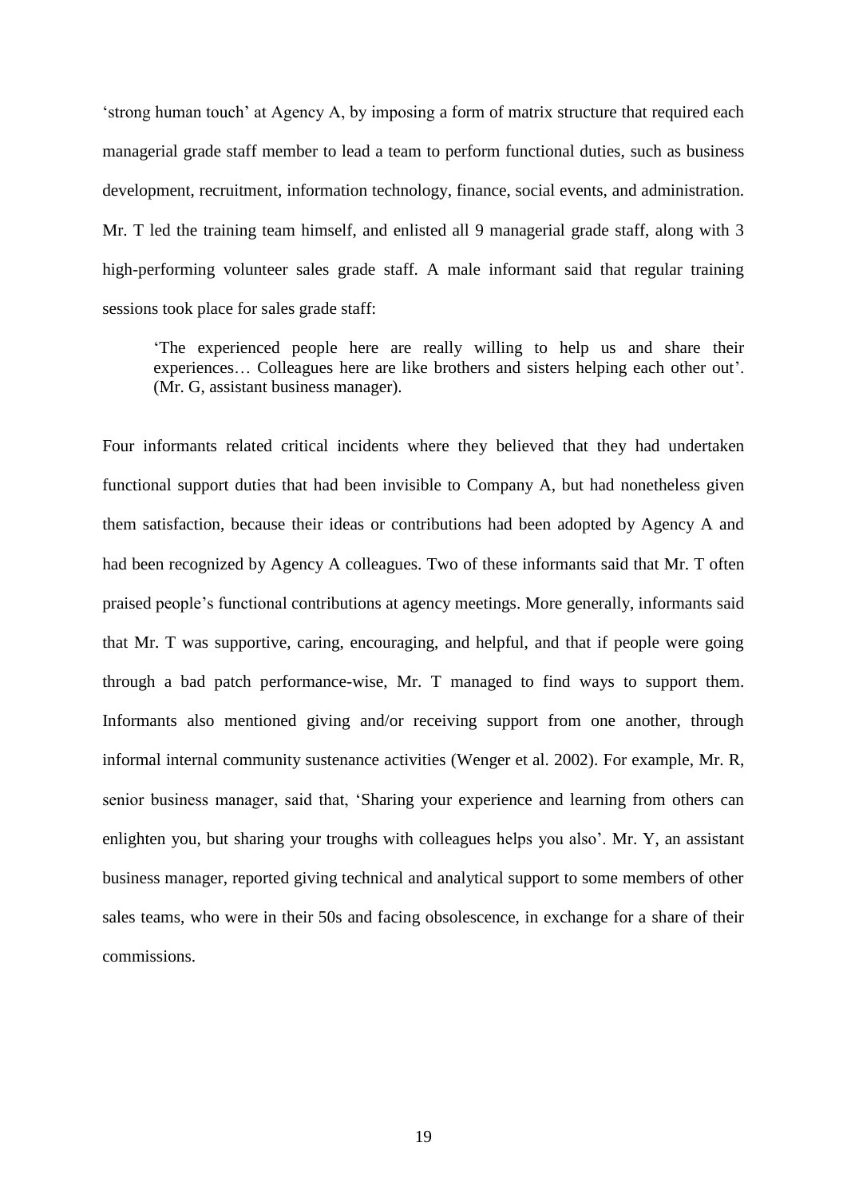'strong human touch' at Agency A, by imposing a form of matrix structure that required each managerial grade staff member to lead a team to perform functional duties, such as business development, recruitment, information technology, finance, social events, and administration. Mr. T led the training team himself, and enlisted all 9 managerial grade staff, along with 3 high-performing volunteer sales grade staff. A male informant said that regular training sessions took place for sales grade staff:

> 'The experienced people here are really willing to help us and share their experiences… Colleagues here are like brothers and sisters helping each other out'. (Mr. G, assistant business manager).

Four informants related critical incidents where they believed that they had undertaken functional support duties that had been invisible to Company A, but had nonetheless given them satisfaction, because their ideas or contributions had been adopted by Agency A and had been recognized by Agency A colleagues. Two of these informants said that Mr. T often praised people's functional contributions at agency meetings. More generally, informants said that Mr. T was supportive, caring, encouraging, and helpful, and that if people were going through a bad patch performance-wise, Mr. T managed to find ways to support them. Informants also mentioned giving and/or receiving support from one another, through informal internal community sustenance activities (Wenger et al. 2002). For example, Mr. R, senior business manager, said that, 'Sharing your experience and learning from others can enlighten you, but sharing your troughs with colleagues helps you also'. Mr. Y, an assistant business manager, reported giving technical and analytical support to some members of other sales teams, who were in their 50s and facing obsolescence, in exchange for a share of their commissions.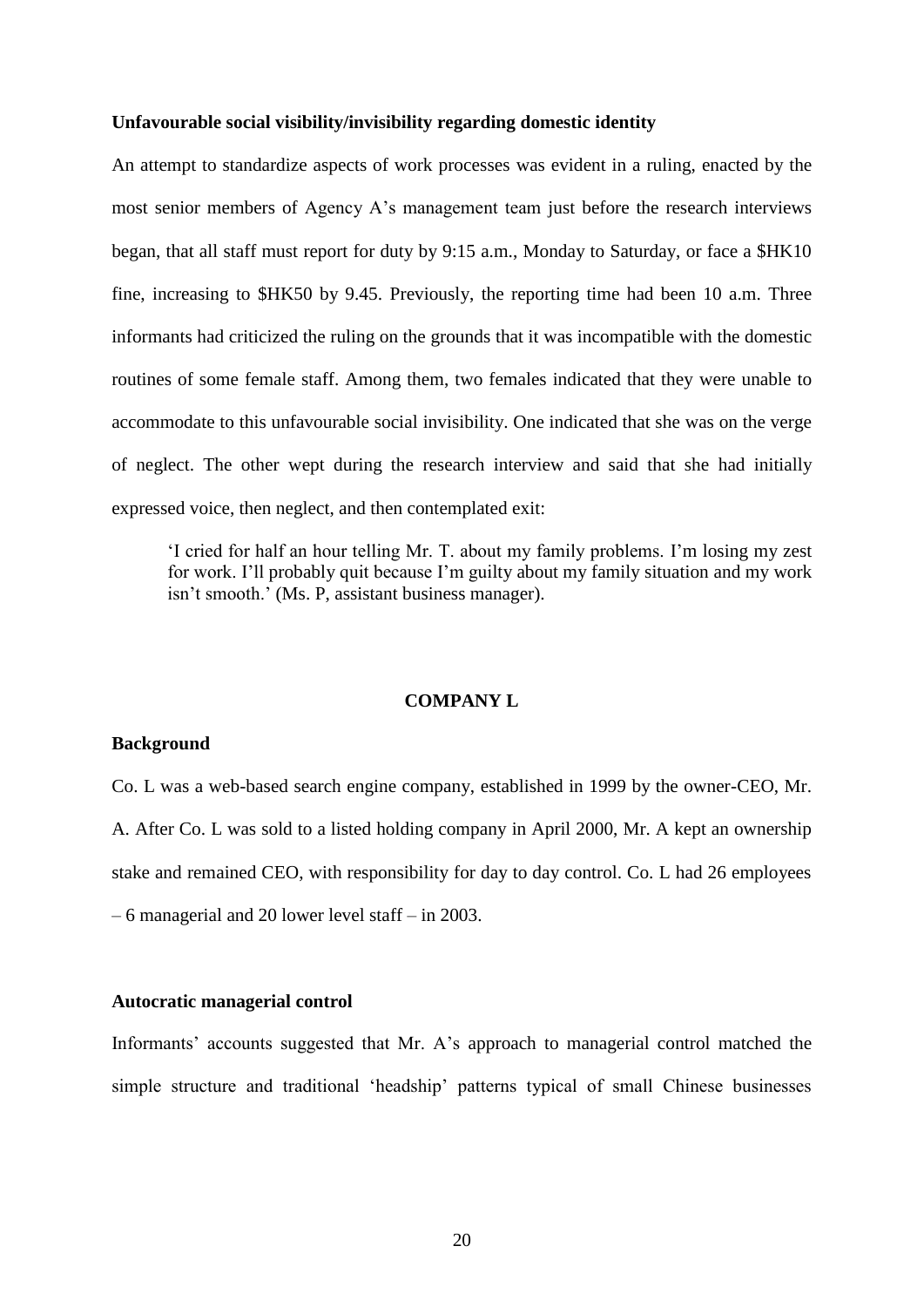**Unfavourable social visibility/invisibility regarding domestic identity**

An attempt to standardize aspects of work processes was evident in a ruling, enacted by the most senior members of Agency A's management team just before the research interviews began, that all staff must report for duty by 9:15 a.m., Monday to Saturday, or face a $HK10 fine, increasing to $HK50 by 9.45. Previously, the reporting time had been 10 a.m. Three informants had criticized the ruling on the grounds that it was incompatible with the domestic routines of some female staff. Among them, two females indicated that they were unable to accommodate to this unfavourable social invisibility. One indicated that she was on the verge of neglect. The other wept during the research interview and said that she had initially expressed voice, then neglect, and then contemplated exit:

> 'I cried for half an hour telling Mr. T. about my family problems. I'm losing my zest for work. I'll probably quit because I'm guilty about my family situation and my work isn't smooth.' (Ms. P, assistant business manager).

## COMPANY L

**Background**

Co. L was a web-based search engine company, established in 1999 by the owner-CEO, Mr. A. After Co. L was sold to a listed holding company in April 2000, Mr. A kept an ownership stake and remained CEO, with responsibility for day to day control. Co. L had 26 employees – 6 managerial and 20 lower level staff – in 2003.

**Autocratic managerial control**

Informants' accounts suggested that Mr. A's approach to managerial control matched the simple structure and traditional 'headship' patterns typical of small Chinese businesses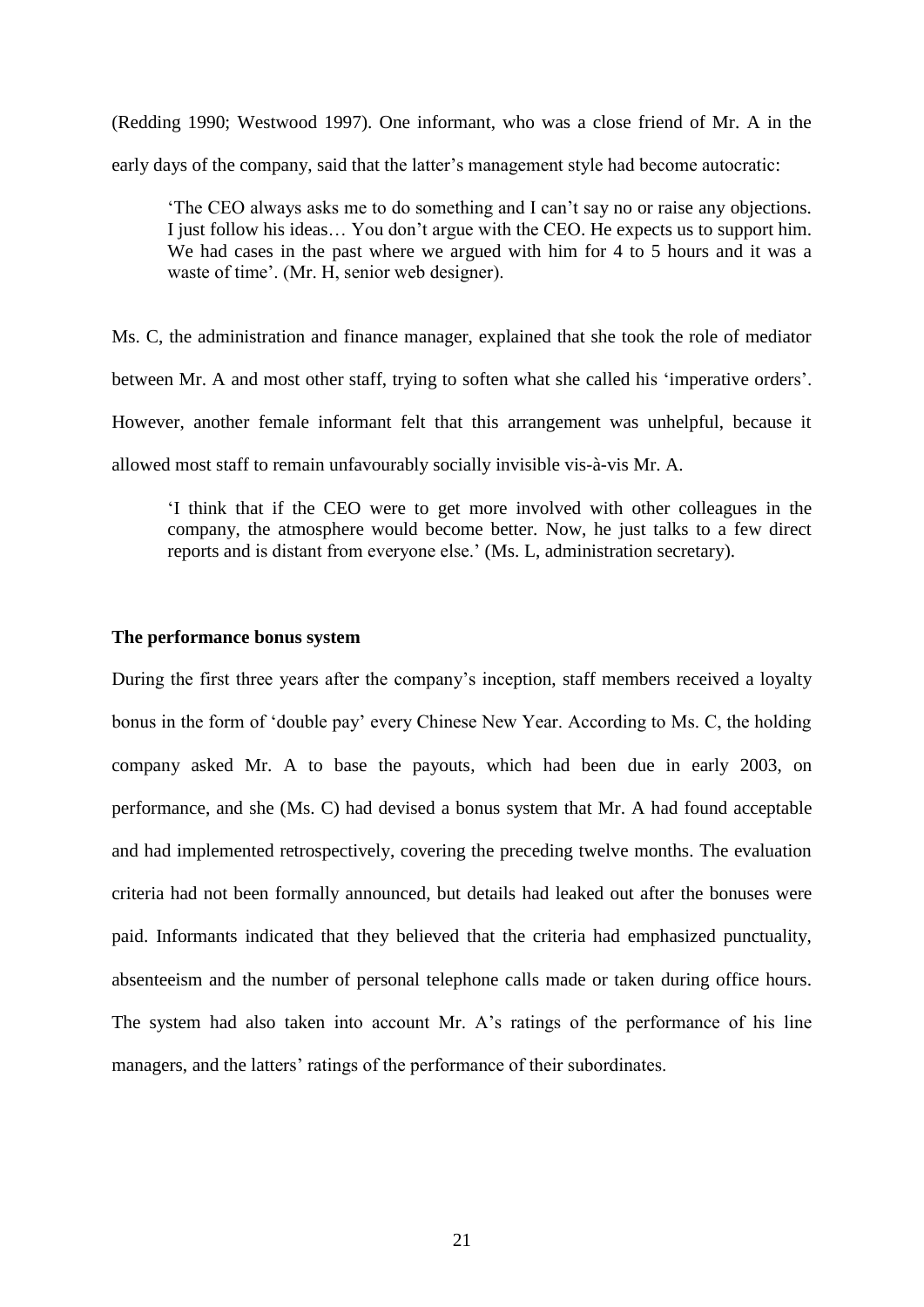(Redding 1990; Westwood 1997). One informant, who was a close friend of Mr. A in the early days of the company, said that the latter's management style had become autocratic:

> 'The CEO always asks me to do something and I can't say no or raise any objections. I just follow his ideas… You don't argue with the CEO. He expects us to support him. We had cases in the past where we argued with him for 4 to 5 hours and it was a waste of time'. (Mr. H, senior web designer).

Ms. C, the administration and finance manager, explained that she took the role of mediator between Mr. A and most other staff, trying to soften what she called his 'imperative orders'. However, another female informant felt that this arrangement was unhelpful, because it allowed most staff to remain unfavourably socially invisible vis-à-vis Mr. A.

> 'I think that if the CEO were to get more involved with other colleagues in the company, the atmosphere would become better. Now, he just talks to a few direct reports and is distant from everyone else.' (Ms. L, administration secretary).

**The performance bonus system**

During the first three years after the company's inception, staff members received a loyalty bonus in the form of 'double pay' every Chinese New Year. According to Ms. C, the holding company asked Mr. A to base the payouts, which had been due in early 2003, on performance, and she (Ms. C) had devised a bonus system that Mr. A had found acceptable and had implemented retrospectively, covering the preceding twelve months. The evaluation criteria had not been formally announced, but details had leaked out after the bonuses were paid. Informants indicated that they believed that the criteria had emphasized punctuality, absenteeism and the number of personal telephone calls made or taken during office hours. The system had also taken into account Mr. A's ratings of the performance of his line managers, and the latters' ratings of the performance of their subordinates.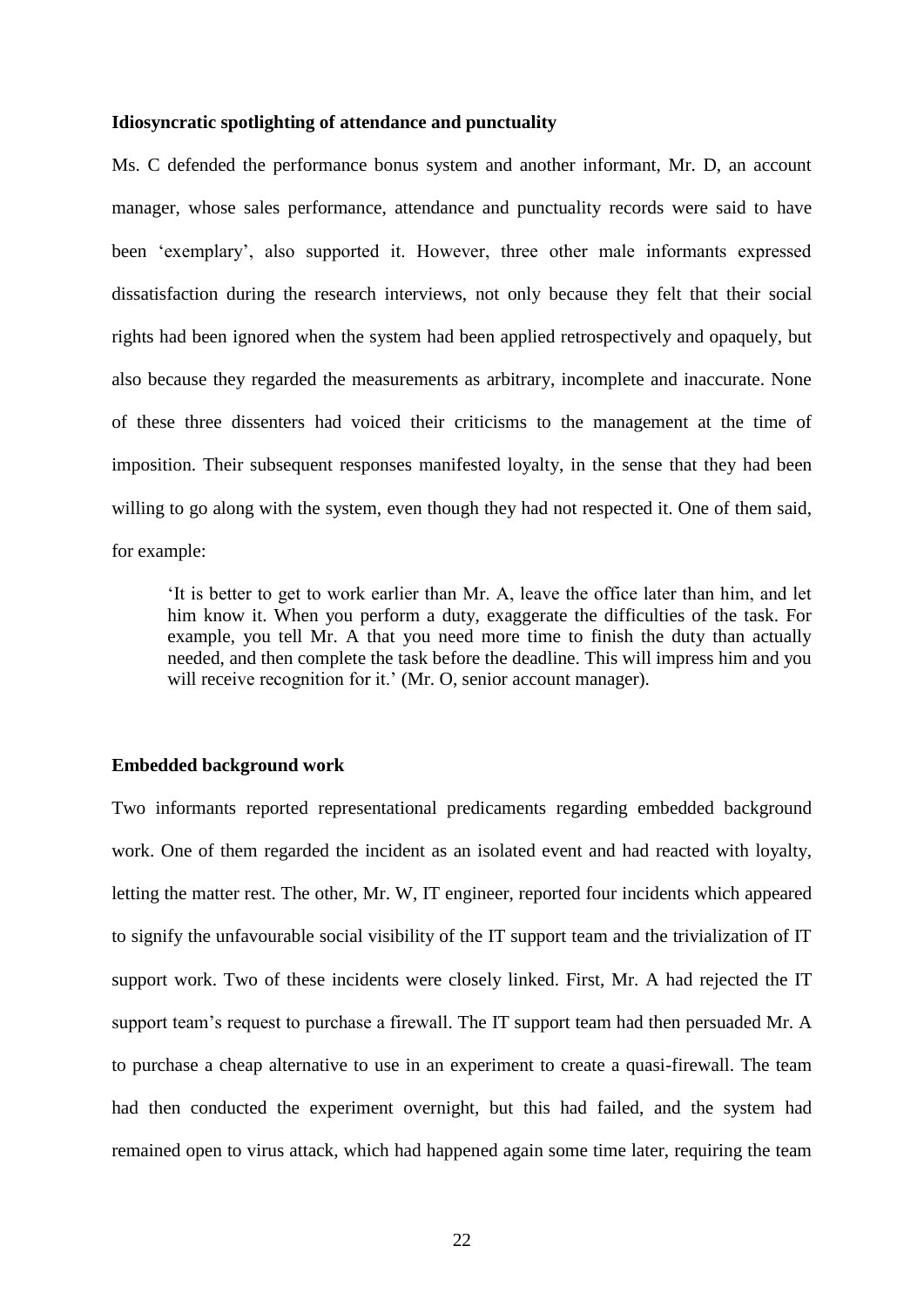**Idiosyncratic spotlighting of attendance and punctuality**

Ms. C defended the performance bonus system and another informant, Mr. D, an account manager, whose sales performance, attendance and punctuality records were said to have been 'exemplary', also supported it. However, three other male informants expressed dissatisfaction during the research interviews, not only because they felt that their social rights had been ignored when the system had been applied retrospectively and opaquely, but also because they regarded the measurements as arbitrary, incomplete and inaccurate. None of these three dissenters had voiced their criticisms to the management at the time of imposition. Their subsequent responses manifested loyalty, in the sense that they had been willing to go along with the system, even though they had not respected it. One of them said, for example:

> 'It is better to get to work earlier than Mr. A, leave the office later than him, and let him know it. When you perform a duty, exaggerate the difficulties of the task. For example, you tell Mr. A that you need more time to finish the duty than actually needed, and then complete the task before the deadline. This will impress him and you will receive recognition for it.' (Mr. O, senior account manager).

**Embedded background work**

Two informants reported representational predicaments regarding embedded background work. One of them regarded the incident as an isolated event and had reacted with loyalty, letting the matter rest. The other, Mr. W, IT engineer, reported four incidents which appeared to signify the unfavourable social visibility of the IT support team and the trivialization of IT support work. Two of these incidents were closely linked. First, Mr. A had rejected the IT support team's request to purchase a firewall. The IT support team had then persuaded Mr. A to purchase a cheap alternative to use in an experiment to create a quasi-firewall. The team had then conducted the experiment overnight, but this had failed, and the system had remained open to virus attack, which had happened again some time later, requiring the team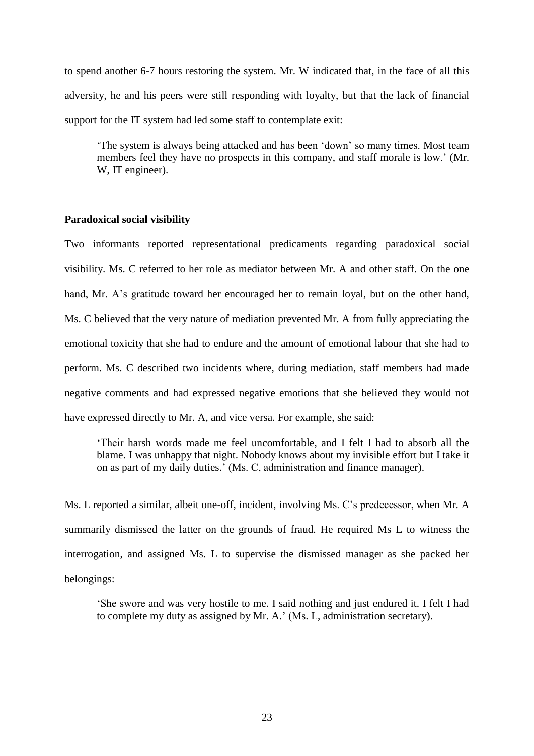to spend another 6-7 hours restoring the system. Mr. W indicated that, in the face of all this adversity, he and his peers were still responding with loyalty, but that the lack of financial support for the IT system had led some staff to contemplate exit:

> 'The system is always being attacked and has been 'down' so many times. Most team members feel they have no prospects in this company, and staff morale is low.' (Mr. W, IT engineer).

**Paradoxical social visibility**

Two informants reported representational predicaments regarding paradoxical social visibility. Ms. C referred to her role as mediator between Mr. A and other staff. On the one hand, Mr. A's gratitude toward her encouraged her to remain loyal, but on the other hand, Ms. C believed that the very nature of mediation prevented Mr. A from fully appreciating the emotional toxicity that she had to endure and the amount of emotional labour that she had to perform. Ms. C described two incidents where, during mediation, staff members had made negative comments and had expressed negative emotions that she believed they would not have expressed directly to Mr. A, and vice versa. For example, she said:

> 'Their harsh words made me feel uncomfortable, and I felt I had to absorb all the blame. I was unhappy that night. Nobody knows about my invisible effort but I take it on as part of my daily duties.' (Ms. C, administration and finance manager).

Ms. L reported a similar, albeit one-off, incident, involving Ms. C's predecessor, when Mr. A summarily dismissed the latter on the grounds of fraud. He required Ms L to witness the interrogation, and assigned Ms. L to supervise the dismissed manager as she packed her belongings:

> 'She swore and was very hostile to me. I said nothing and just endured it. I felt I had to complete my duty as assigned by Mr. A.' (Ms. L, administration secretary).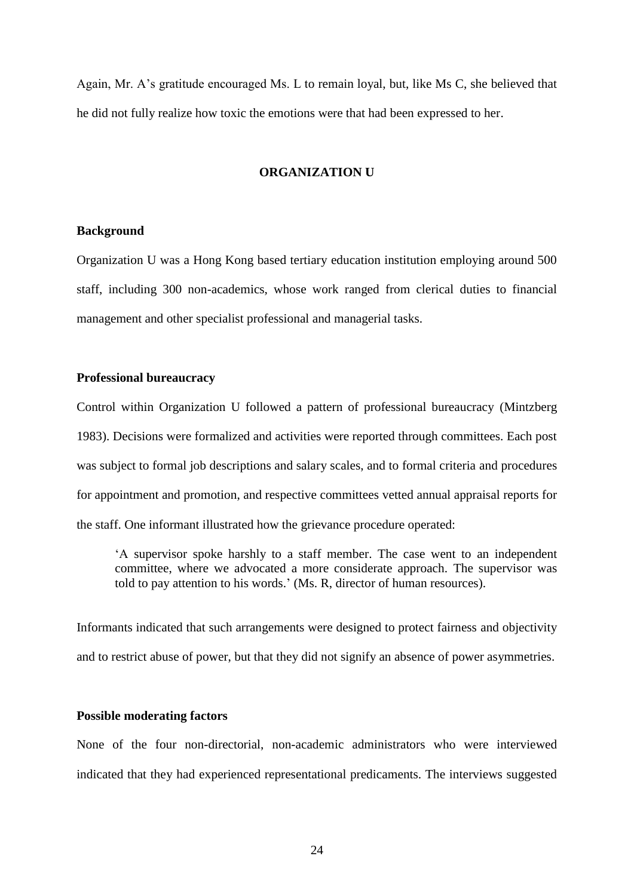Again, Mr. A's gratitude encouraged Ms. L to remain loyal, but, like Ms C, she believed that he did not fully realize how toxic the emotions were that had been expressed to her.

## ORGANIZATION U

### Background

Organization U was a Hong Kong based tertiary education institution employing around 500 staff, including 300 non-academics, whose work ranged from clerical duties to financial management and other specialist professional and managerial tasks.

### Professional bureaucracy

Control within Organization U followed a pattern of professional bureaucracy (Mintzberg 1983). Decisions were formalized and activities were reported through committees. Each post was subject to formal job descriptions and salary scales, and to formal criteria and procedures for appointment and promotion, and respective committees vetted annual appraisal reports for the staff. One informant illustrated how the grievance procedure operated:

> 'A supervisor spoke harshly to a staff member. The case went to an independent committee, where we advocated a more considerate approach. The supervisor was told to pay attention to his words.' (Ms. R, director of human resources).

Informants indicated that such arrangements were designed to protect fairness and objectivity and to restrict abuse of power, but that they did not signify an absence of power asymmetries.

### Possible moderating factors

None of the four non-directorial, non-academic administrators who were interviewed indicated that they had experienced representational predicaments. The interviews suggested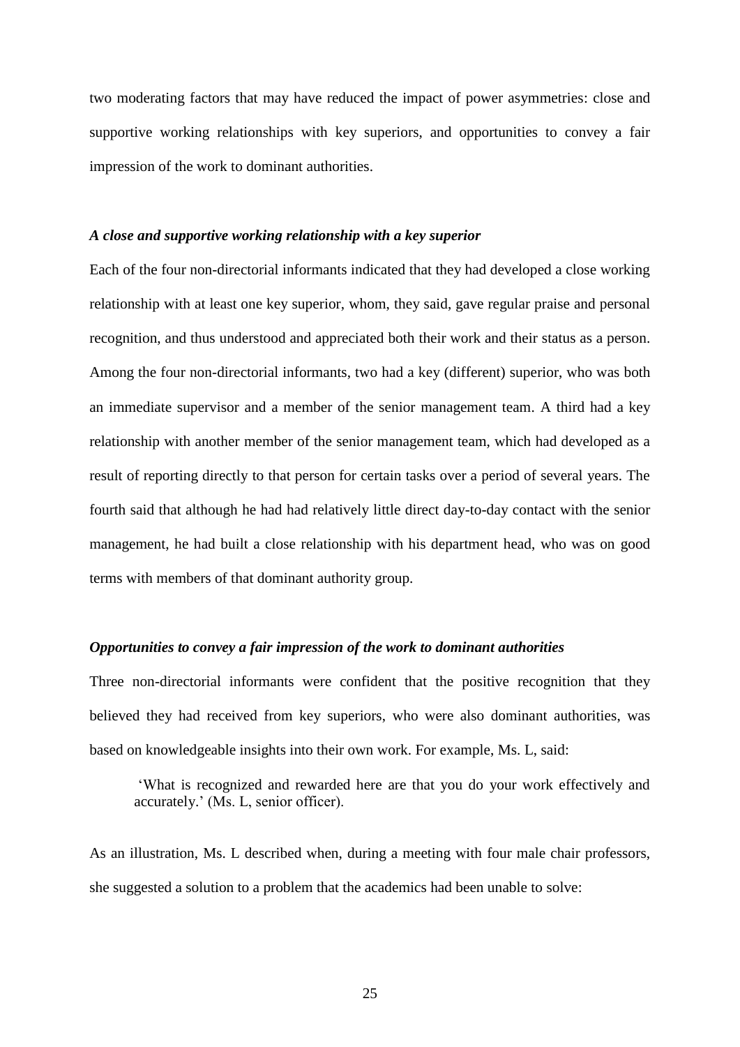two moderating factors that may have reduced the impact of power asymmetries: close and supportive working relationships with key superiors, and opportunities to convey a fair impression of the work to dominant authorities.

### *A close and supportive working relationship with a key superior*

Each of the four non-directorial informants indicated that they had developed a close working relationship with at least one key superior, whom, they said, gave regular praise and personal recognition, and thus understood and appreciated both their work and their status as a person. Among the four non-directorial informants, two had a key (different) superior, who was both an immediate supervisor and a member of the senior management team. A third had a key relationship with another member of the senior management team, which had developed as a result of reporting directly to that person for certain tasks over a period of several years. The fourth said that although he had had relatively little direct day-to-day contact with the senior management, he had built a close relationship with his department head, who was on good terms with members of that dominant authority group.

### *Opportunities to convey a fair impression of the work to dominant authorities*

Three non-directorial informants were confident that the positive recognition that they believed they had received from key superiors, who were also dominant authorities, was based on knowledgeable insights into their own work. For example, Ms. L, said:

> 'What is recognized and rewarded here are that you do your work effectively and accurately.' (Ms. L, senior officer).

As an illustration, Ms. L described when, during a meeting with four male chair professors, she suggested a solution to a problem that the academics had been unable to solve: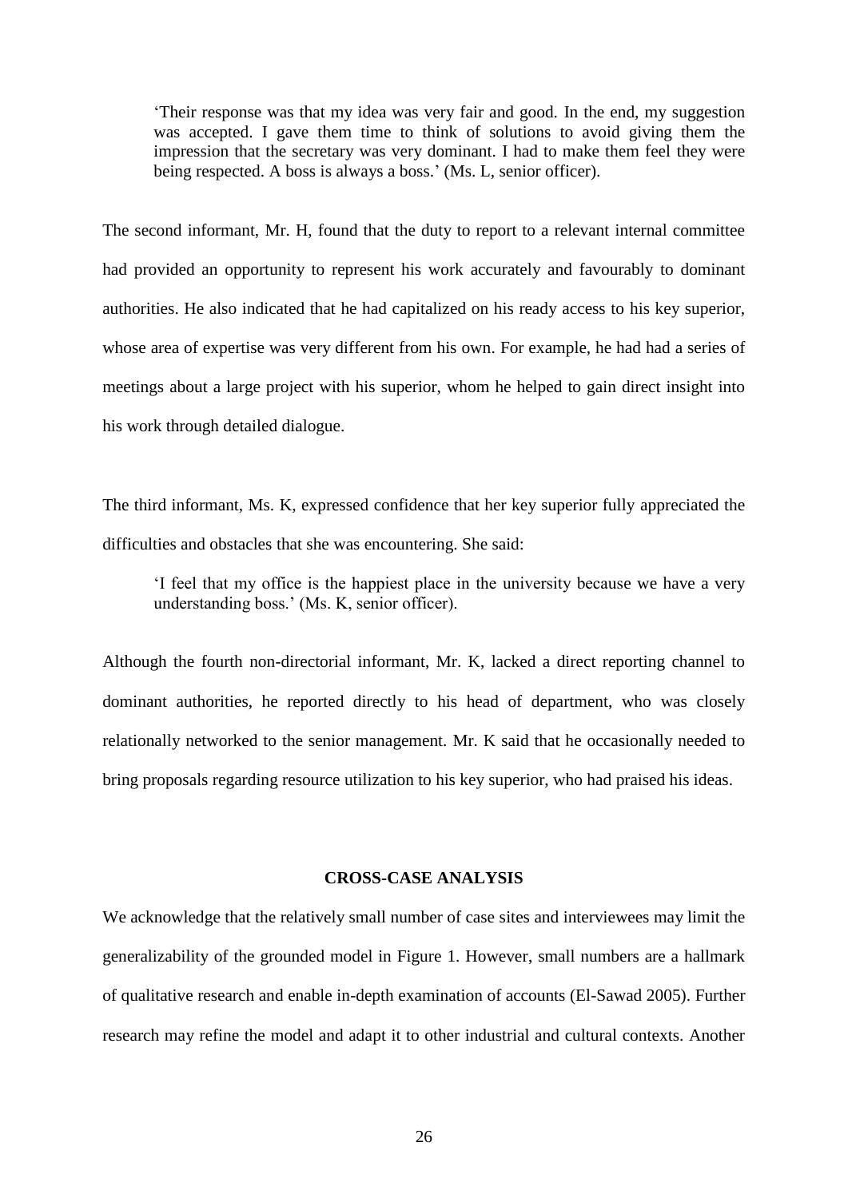> 'Their response was that my idea was very fair and good. In the end, my suggestion was accepted. I gave them time to think of solutions to avoid giving them the impression that the secretary was very dominant. I had to make them feel they were being respected. A boss is always a boss.' (Ms. L, senior officer).

The second informant, Mr. H, found that the duty to report to a relevant internal committee had provided an opportunity to represent his work accurately and favourably to dominant authorities. He also indicated that he had capitalized on his ready access to his key superior, whose area of expertise was very different from his own. For example, he had had a series of meetings about a large project with his superior, whom he helped to gain direct insight into his work through detailed dialogue.

The third informant, Ms. K, expressed confidence that her key superior fully appreciated the difficulties and obstacles that she was encountering. She said:

> 'I feel that my office is the happiest place in the university because we have a very understanding boss.' (Ms. K, senior officer).

Although the fourth non-directorial informant, Mr. K, lacked a direct reporting channel to dominant authorities, he reported directly to his head of department, who was closely relationally networked to the senior management. Mr. K said that he occasionally needed to bring proposals regarding resource utilization to his key superior, who had praised his ideas.

## CROSS-CASE ANALYSIS

We acknowledge that the relatively small number of case sites and interviewees may limit the generalizability of the grounded model in Figure 1. However, small numbers are a hallmark of qualitative research and enable in-depth examination of accounts (El-Sawad 2005). Further research may refine the model and adapt it to other industrial and cultural contexts. Another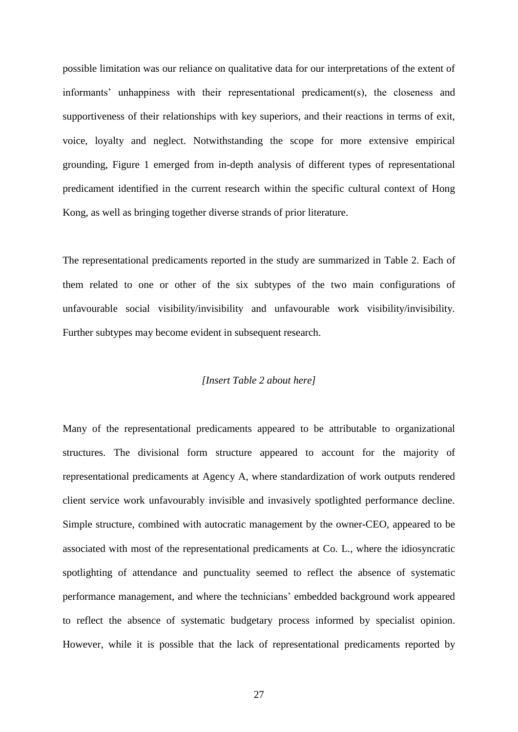possible limitation was our reliance on qualitative data for our interpretations of the extent of informants' unhappiness with their representational predicament(s), the closeness and supportiveness of their relationships with key superiors, and their reactions in terms of exit, voice, loyalty and neglect. Notwithstanding the scope for more extensive empirical grounding, Figure 1 emerged from in-depth analysis of different types of representational predicament identified in the current research within the specific cultural context of Hong Kong, as well as bringing together diverse strands of prior literature.

The representational predicaments reported in the study are summarized in Table 2. Each of them related to one or other of the six subtypes of the two main configurations of unfavourable social visibility/invisibility and unfavourable work visibility/invisibility. Further subtypes may become evident in subsequent research.

*[Insert Table 2 about here]*

Many of the representational predicaments appeared to be attributable to organizational structures. The divisional form structure appeared to account for the majority of representational predicaments at Agency A, where standardization of work outputs rendered client service work unfavourably invisible and invasively spotlighted performance decline. Simple structure, combined with autocratic management by the owner-CEO, appeared to be associated with most of the representational predicaments at Co. L., where the idiosyncratic spotlighting of attendance and punctuality seemed to reflect the absence of systematic performance management, and where the technicians' embedded background work appeared to reflect the absence of systematic budgetary process informed by specialist opinion. However, while it is possible that the lack of representational predicaments reported by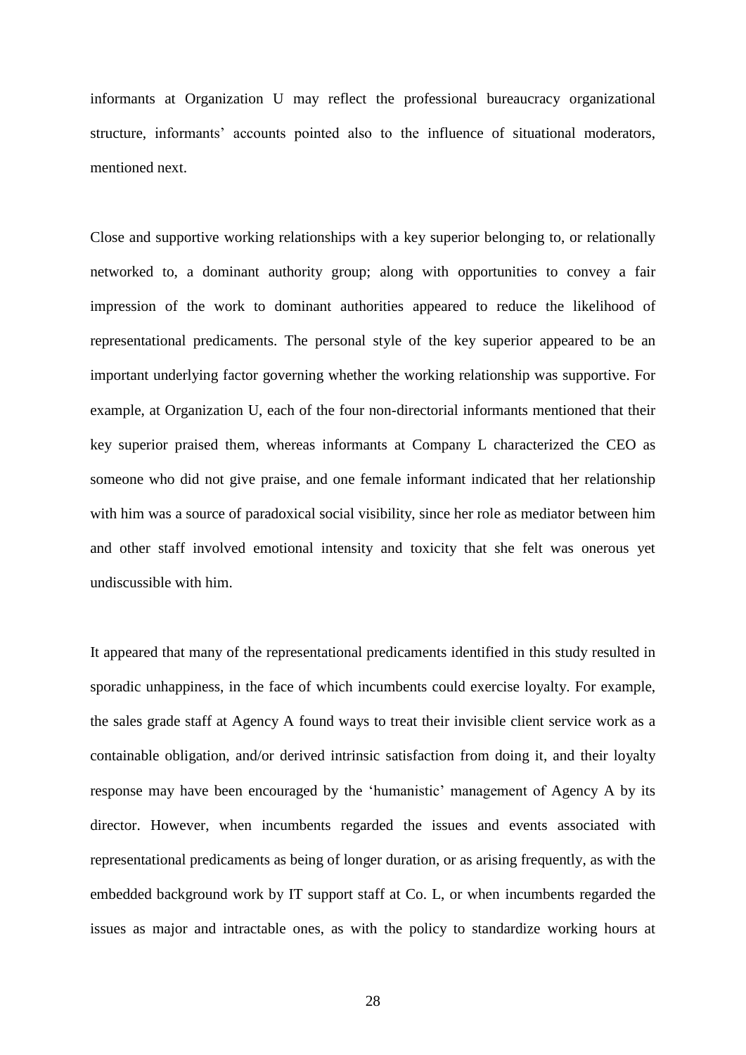informants at Organization U may reflect the professional bureaucracy organizational structure, informants' accounts pointed also to the influence of situational moderators, mentioned next.

Close and supportive working relationships with a key superior belonging to, or relationally networked to, a dominant authority group; along with opportunities to convey a fair impression of the work to dominant authorities appeared to reduce the likelihood of representational predicaments. The personal style of the key superior appeared to be an important underlying factor governing whether the working relationship was supportive. For example, at Organization U, each of the four non-directorial informants mentioned that their key superior praised them, whereas informants at Company L characterized the CEO as someone who did not give praise, and one female informant indicated that her relationship with him was a source of paradoxical social visibility, since her role as mediator between him and other staff involved emotional intensity and toxicity that she felt was onerous yet undiscussible with him.

It appeared that many of the representational predicaments identified in this study resulted in sporadic unhappiness, in the face of which incumbents could exercise loyalty. For example, the sales grade staff at Agency A found ways to treat their invisible client service work as a containable obligation, and/or derived intrinsic satisfaction from doing it, and their loyalty response may have been encouraged by the 'humanistic' management of Agency A by its director. However, when incumbents regarded the issues and events associated with representational predicaments as being of longer duration, or as arising frequently, as with the embedded background work by IT support staff at Co. L, or when incumbents regarded the issues as major and intractable ones, as with the policy to standardize working hours at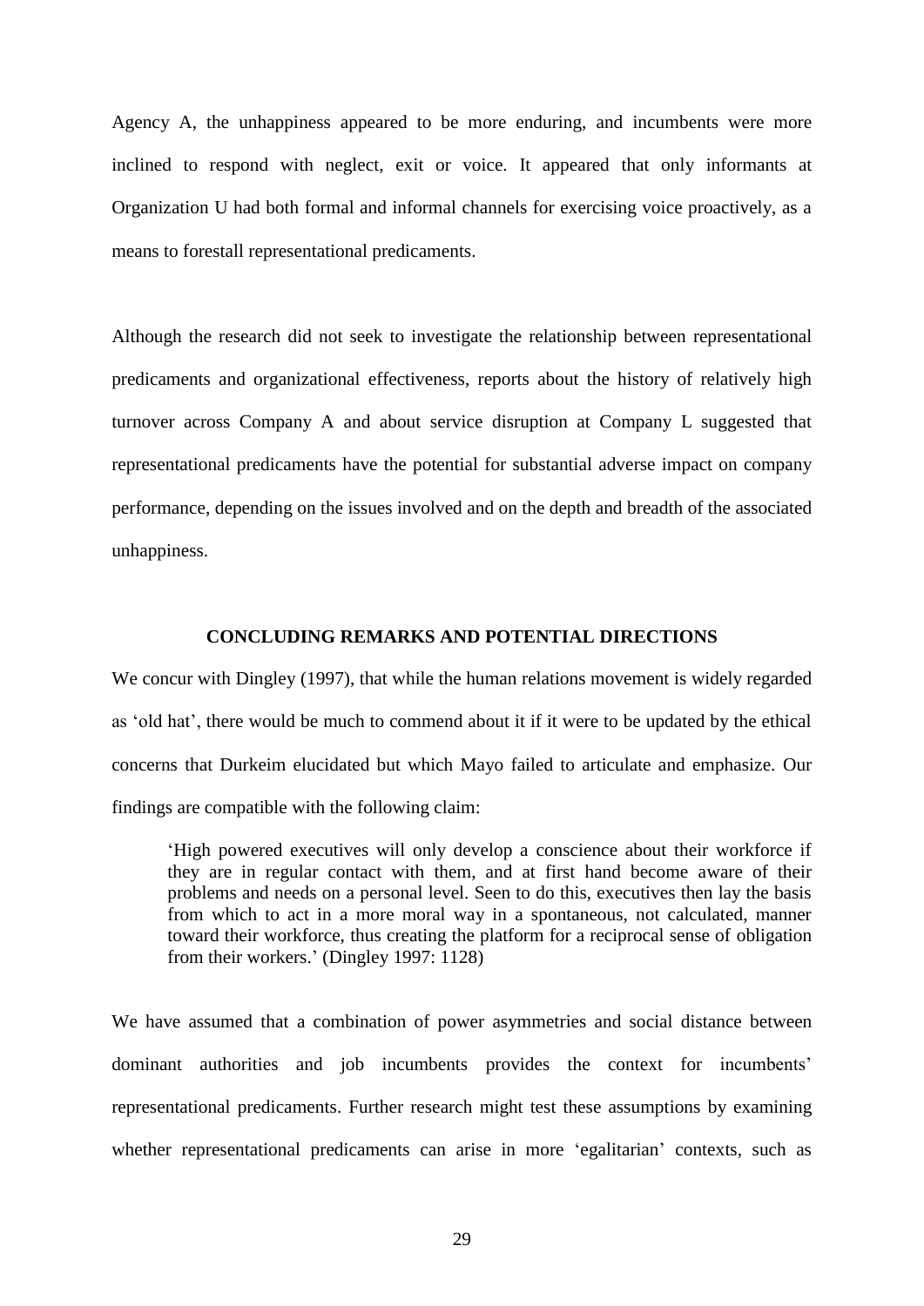Agency A, the unhappiness appeared to be more enduring, and incumbents were more inclined to respond with neglect, exit or voice. It appeared that only informants at Organization U had both formal and informal channels for exercising voice proactively, as a means to forestall representational predicaments.

Although the research did not seek to investigate the relationship between representational predicaments and organizational effectiveness, reports about the history of relatively high turnover across Company A and about service disruption at Company L suggested that representational predicaments have the potential for substantial adverse impact on company performance, depending on the issues involved and on the depth and breadth of the associated unhappiness.

## CONCLUDING REMARKS AND POTENTIAL DIRECTIONS

We concur with Dingley (1997), that while the human relations movement is widely regarded as 'old hat', there would be much to commend about it if it were to be updated by the ethical concerns that Durkeim elucidated but which Mayo failed to articulate and emphasize. Our findings are compatible with the following claim:

> 'High powered executives will only develop a conscience about their workforce if they are in regular contact with them, and at first hand become aware of their problems and needs on a personal level. Seen to do this, executives then lay the basis from which to act in a more moral way in a spontaneous, not calculated, manner toward their workforce, thus creating the platform for a reciprocal sense of obligation from their workers.' (Dingley 1997: 1128)

We have assumed that a combination of power asymmetries and social distance between dominant authorities and job incumbents provides the context for incumbents' representational predicaments. Further research might test these assumptions by examining whether representational predicaments can arise in more 'egalitarian' contexts, such as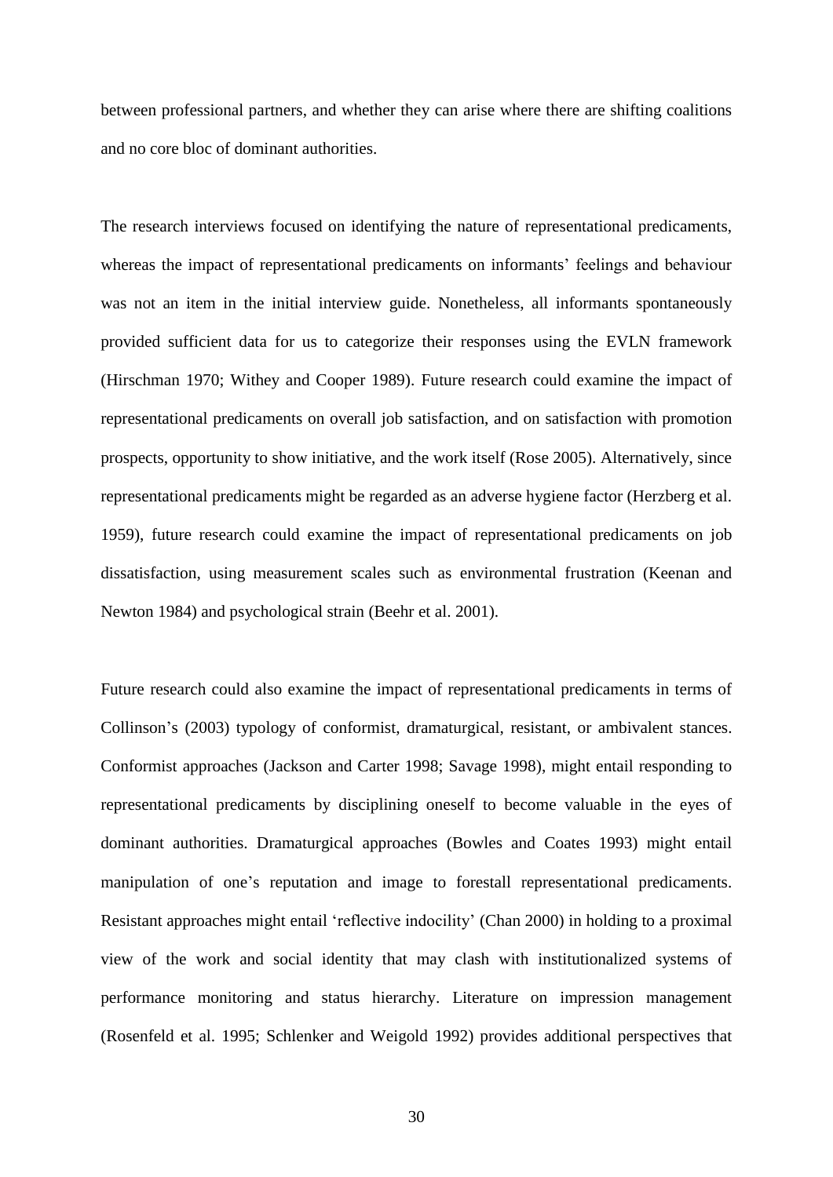between professional partners, and whether they can arise where there are shifting coalitions and no core bloc of dominant authorities.

The research interviews focused on identifying the nature of representational predicaments, whereas the impact of representational predicaments on informants' feelings and behaviour was not an item in the initial interview guide. Nonetheless, all informants spontaneously provided sufficient data for us to categorize their responses using the EVLN framework (Hirschman 1970; Withey and Cooper 1989). Future research could examine the impact of representational predicaments on overall job satisfaction, and on satisfaction with promotion prospects, opportunity to show initiative, and the work itself (Rose 2005). Alternatively, since representational predicaments might be regarded as an adverse hygiene factor (Herzberg et al. 1959), future research could examine the impact of representational predicaments on job dissatisfaction, using measurement scales such as environmental frustration (Keenan and Newton 1984) and psychological strain (Beehr et al. 2001).

Future research could also examine the impact of representational predicaments in terms of Collinson's (2003) typology of conformist, dramaturgical, resistant, or ambivalent stances. Conformist approaches (Jackson and Carter 1998; Savage 1998), might entail responding to representational predicaments by disciplining oneself to become valuable in the eyes of dominant authorities. Dramaturgical approaches (Bowles and Coates 1993) might entail manipulation of one's reputation and image to forestall representational predicaments. Resistant approaches might entail 'reflective indocility' (Chan 2000) in holding to a proximal view of the work and social identity that may clash with institutionalized systems of performance monitoring and status hierarchy. Literature on impression management (Rosenfeld et al. 1995; Schlenker and Weigold 1992) provides additional perspectives that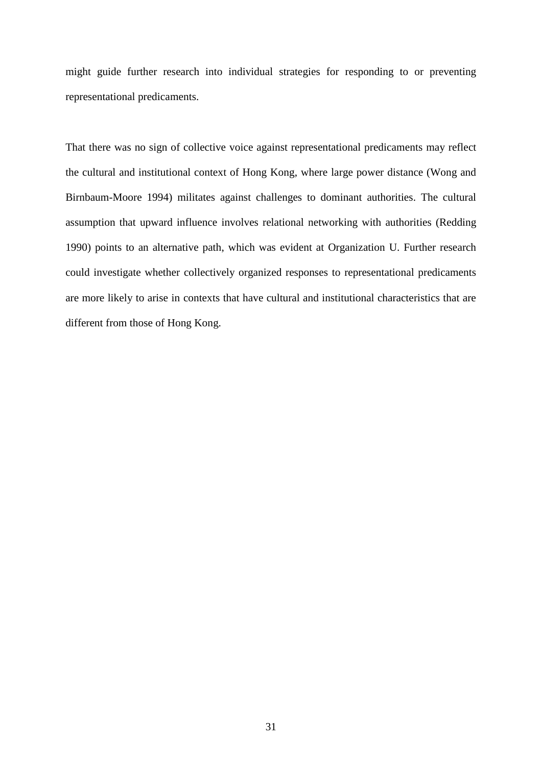might guide further research into individual strategies for responding to or preventing representational predicaments.

That there was no sign of collective voice against representational predicaments may reflect the cultural and institutional context of Hong Kong, where large power distance (Wong and Birnbaum-Moore 1994) militates against challenges to dominant authorities. The cultural assumption that upward influence involves relational networking with authorities (Redding 1990) points to an alternative path, which was evident at Organization U. Further research could investigate whether collectively organized responses to representational predicaments are more likely to arise in contexts that have cultural and institutional characteristics that are different from those of Hong Kong.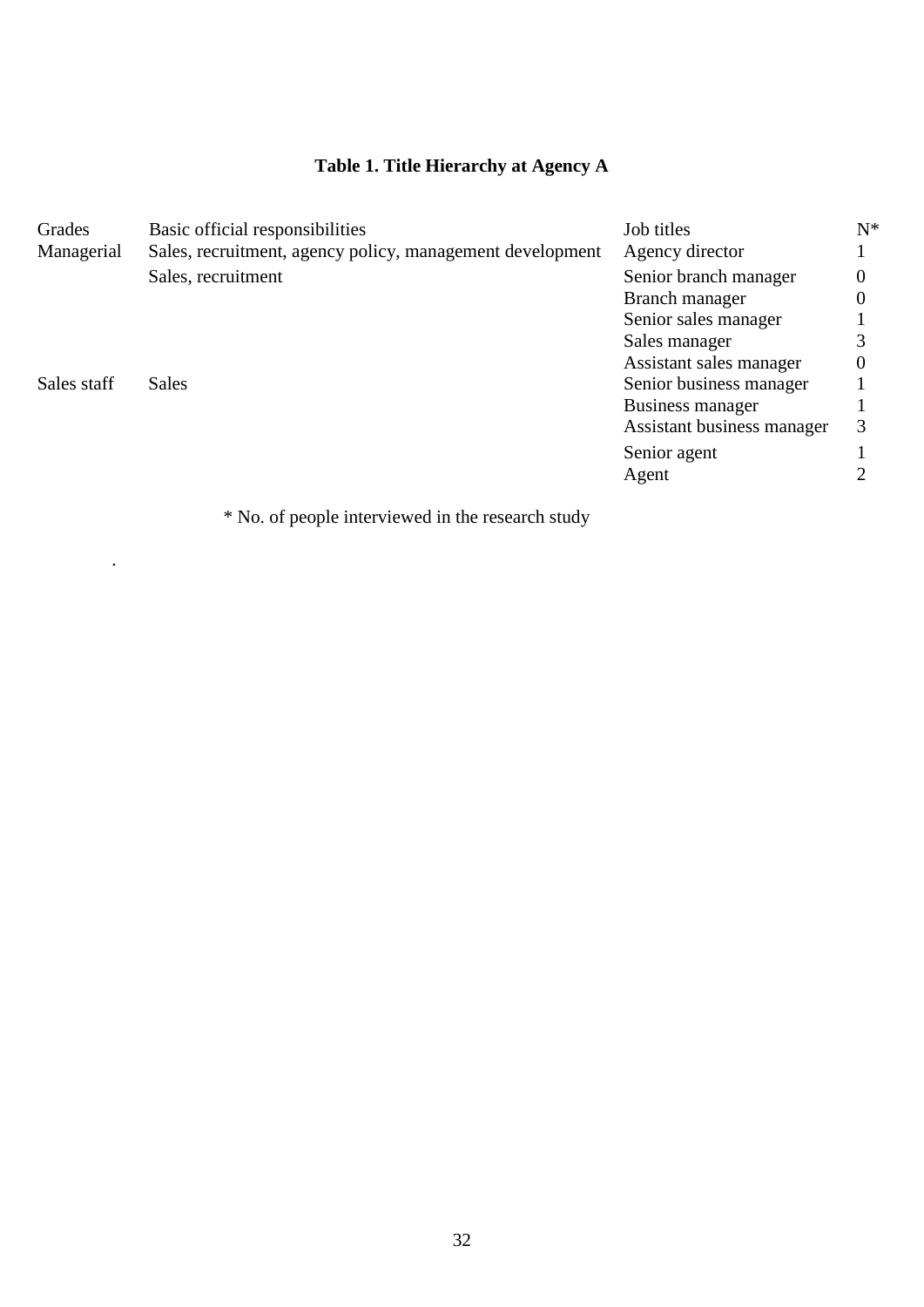**Table 1. Title Hierarchy at Agency A**

| Grades | Basic official responsibilities | Job titles | N* |
|---|---|---|---|
| Managerial | Sales, recruitment, agency policy, management development | Agency director | 1 |
| | Sales, recruitment | Senior branch manager | 0 |
| | | Branch manager | 0 |
| | | Senior sales manager | 1 |
| | | Sales manager | 3 |
| | | Assistant sales manager | 0 |
| Sales staff | Sales | Senior business manager | 1 |
| | | Business manager | 1 |
| | | Assistant business manager | 3 |
| | | Senior agent | 1 |
| | | Agent | 2 |

* No. of people interviewed in the research study

.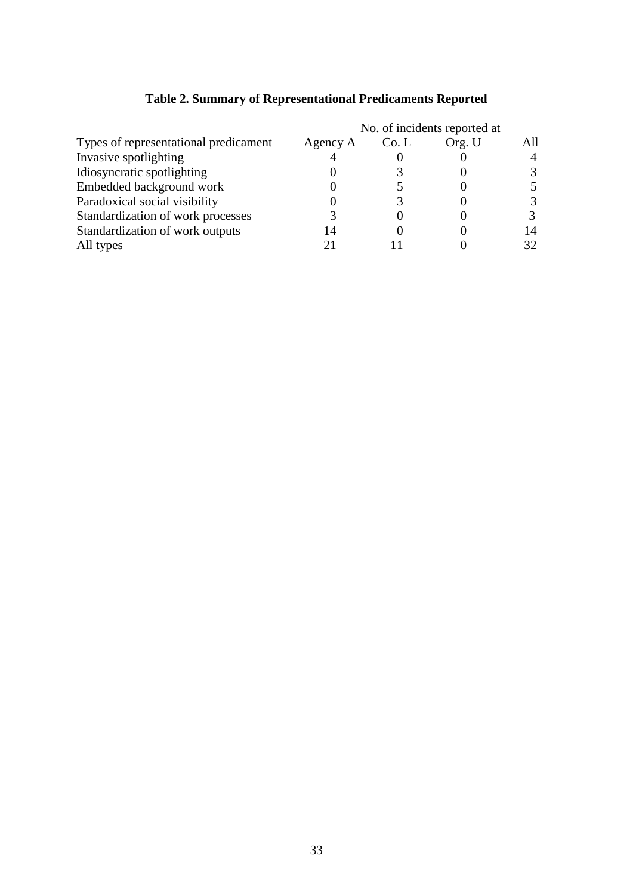**Table 2. Summary of Representational Predicaments Reported**

| | No. of incidents reported at | | | |
|---|---|---|---|---|
| Types of representational predicament | Agency A | Co. L | Org. U | All |
| Invasive spotlighting | 4 | 0 | 0 | 4 |
| Idiosyncratic spotlighting | 0 | 3 | 0 | 3 |
| Embedded background work | 0 | 5 | 0 | 5 |
| Paradoxical social visibility | 0 | 3 | 0 | 3 |
| Standardization of work processes | 3 | 0 | 0 | 3 |
| Standardization of work outputs | 14 | 0 | 0 | 14 |
| All types | 21 | 11 | 0 | 32 |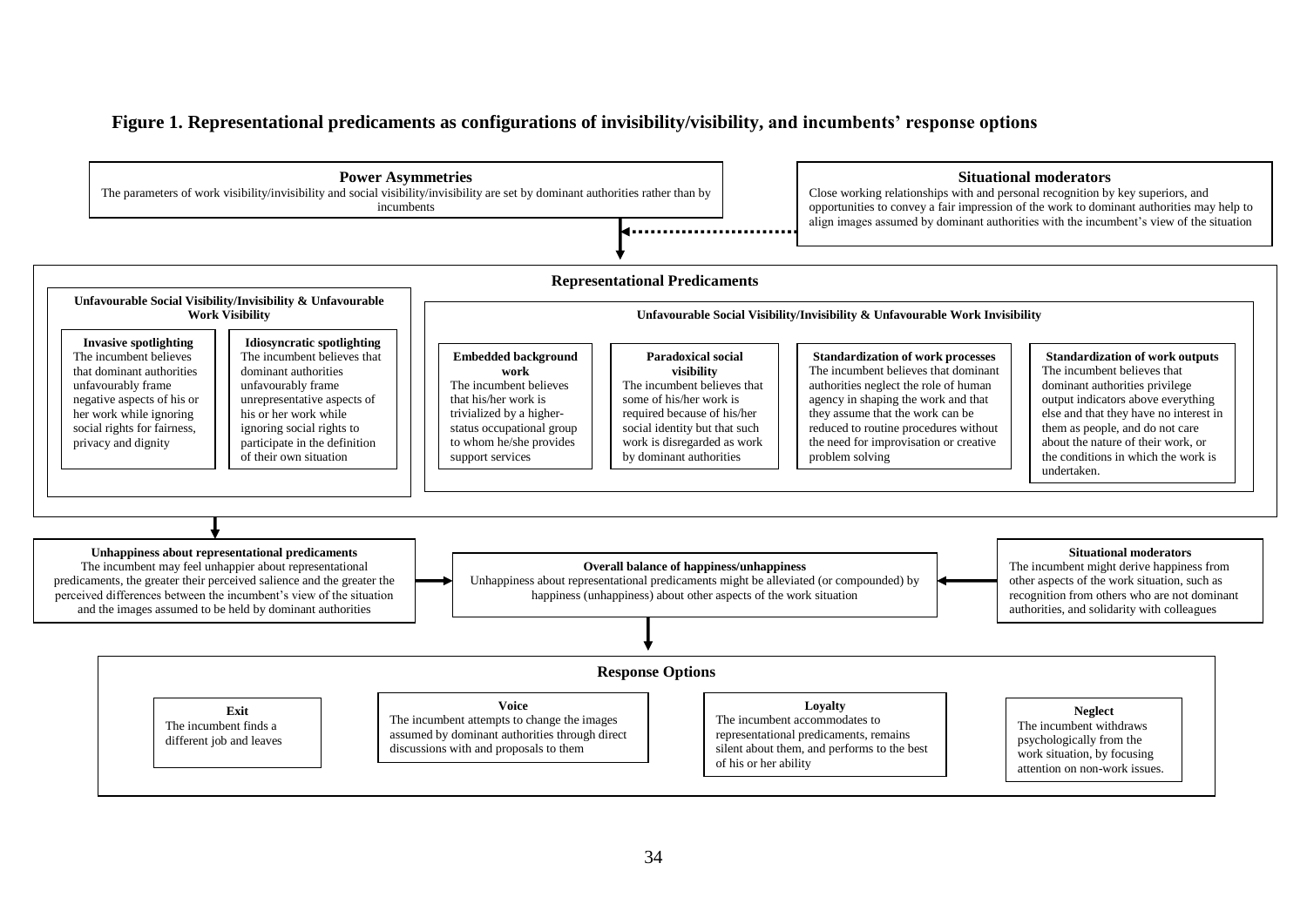**Figure 1. Representational predicaments as configurations of invisibility/visibility, and incumbents' response options**

**Power Asymmetries**
The parameters of work visibility/invisibility and social visibility/invisibility are set by dominant authorities rather than by incumbents

**Situational moderators**
Close working relationships with and personal recognition by key superiors, and opportunities to convey a fair impression of the work to dominant authorities may help to align images assumed by dominant authorities with the incumbent's view of the situation

**Representational Predicaments**

**Unfavourable Social Visibility/Invisibility & Unfavourable Work Visibility**

**Invasive spotlighting**
The incumbent believes that dominant authorities unfavourably frame negative aspects of his or her work while ignoring social rights for fairness, privacy and dignity

**Idiosyncratic spotlighting**
The incumbent believes that dominant authorities unfavourably frame unrepresentative aspects of his or her work while ignoring social rights to participate in the definition of their own situation

**Unfavourable Social Visibility/Invisibility & Unfavourable Work Invisibility**

**Embedded background work**
The incumbent believes that his/her work is trivialized by a higher-status occupational group to whom he/she provides support services

**Paradoxical social visibility**
The incumbent believes that some of his/her work is required because of his/her social identity but that such work is disregarded as work by dominant authorities

**Standardization of work processes**
The incumbent believes that dominant authorities neglect the role of human agency in shaping the work and that they assume that the work can be reduced to routine procedures without the need for improvisation or creative problem solving

**Standardization of work outputs**
The incumbent believes that dominant authorities privilege output indicators above everything else and that they have no interest in them as people, and do not care about the nature of their work, or the conditions in which the work is undertaken.

**Unhappiness about representational predicaments**
The incumbent may feel unhappier about representational predicaments, the greater their perceived salience and the greater the perceived differences between the incumbent's view of the situation and the images assumed to be held by dominant authorities

**Overall balance of happiness/unhappiness**
Unhappiness about representational predicaments might be alleviated (or compounded) by happiness (unhappiness) about other aspects of the work situation

**Situational moderators**
The incumbent might derive happiness from other aspects of the work situation, such as recognition from others who are not dominant authorities, and solidarity with colleagues

**Response Options**

**Exit**
The incumbent finds a different job and leaves

**Voice**
The incumbent attempts to change the images assumed by dominant authorities through direct discussions with and proposals to them

**Loyalty**
The incumbent accommodates to representational predicaments, remains silent about them, and performs to the best of his or her ability

**Neglect**
The incumbent withdraws psychologically from the work situation, by focusing attention on non-work issues.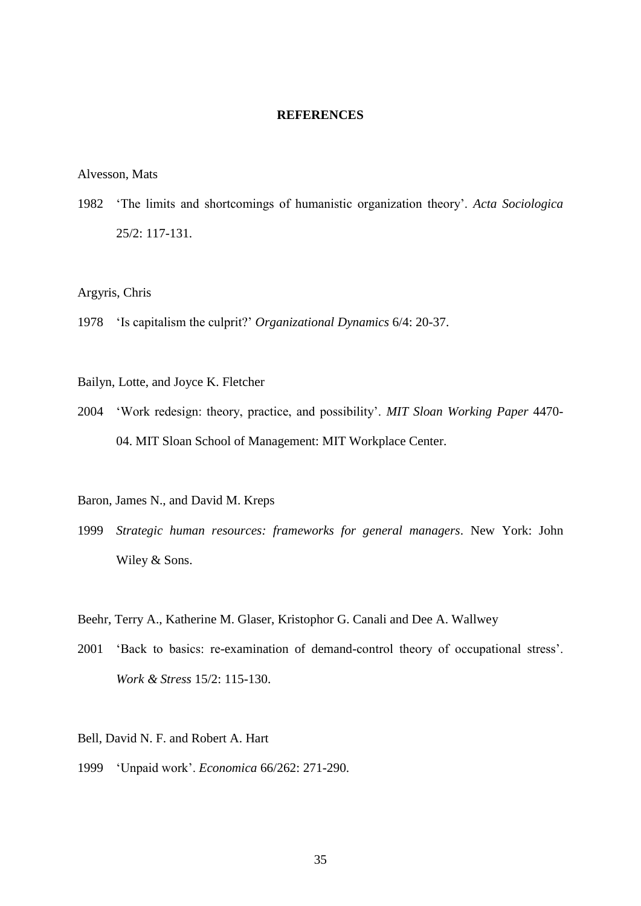## REFERENCES

Alvesson, Mats

1982 'The limits and shortcomings of humanistic organization theory'. *Acta Sociologica* 25/2: 117-131.

Argyris, Chris

1978 'Is capitalism the culprit?' *Organizational Dynamics* 6/4: 20-37.

Bailyn, Lotte, and Joyce K. Fletcher

2004 'Work redesign: theory, practice, and possibility'. *MIT Sloan Working Paper* 4470-04. MIT Sloan School of Management: MIT Workplace Center.

Baron, James N., and David M. Kreps

1999 *Strategic human resources: frameworks for general managers*. New York: John Wiley & Sons.

Beehr, Terry A., Katherine M. Glaser, Kristophor G. Canali and Dee A. Wallwey

2001 'Back to basics: re-examination of demand-control theory of occupational stress'. *Work & Stress* 15/2: 115-130.

Bell, David N. F. and Robert A. Hart

1999 'Unpaid work'. *Economica* 66/262: 271-290.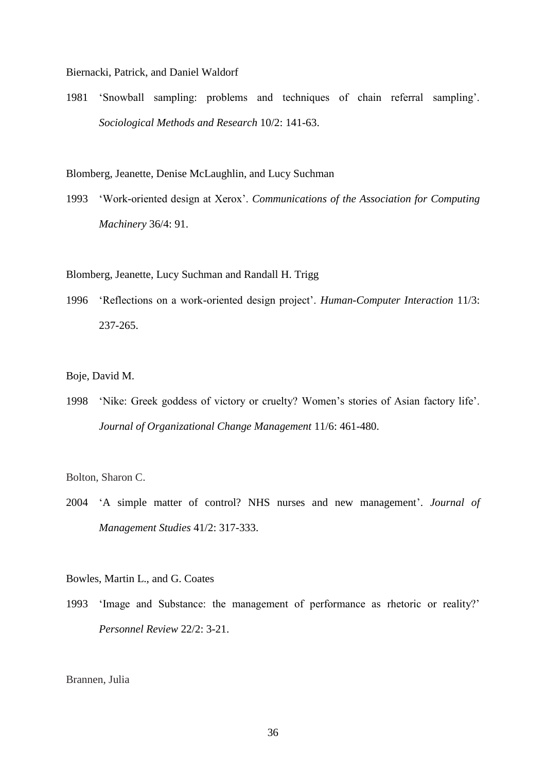Biernacki, Patrick, and Daniel Waldorf

1981 'Snowball sampling: problems and techniques of chain referral sampling'. *Sociological Methods and Research* 10/2: 141-63.

Blomberg, Jeanette, Denise McLaughlin, and Lucy Suchman

1993 'Work-oriented design at Xerox'. *Communications of the Association for Computing Machinery* 36/4: 91.

Blomberg, Jeanette, Lucy Suchman and Randall H. Trigg

1996 'Reflections on a work-oriented design project'. *Human-Computer Interaction* 11/3: 237-265.

Boje, David M.

1998 'Nike: Greek goddess of victory or cruelty? Women's stories of Asian factory life'. *Journal of Organizational Change Management* 11/6: 461-480.

Bolton, Sharon C.

2004 'A simple matter of control? NHS nurses and new management'. *Journal of Management Studies* 41/2: 317-333.

Bowles, Martin L., and G. Coates

1993 'Image and Substance: the management of performance as rhetoric or reality?' *Personnel Review* 22/2: 3-21.

Brannen, Julia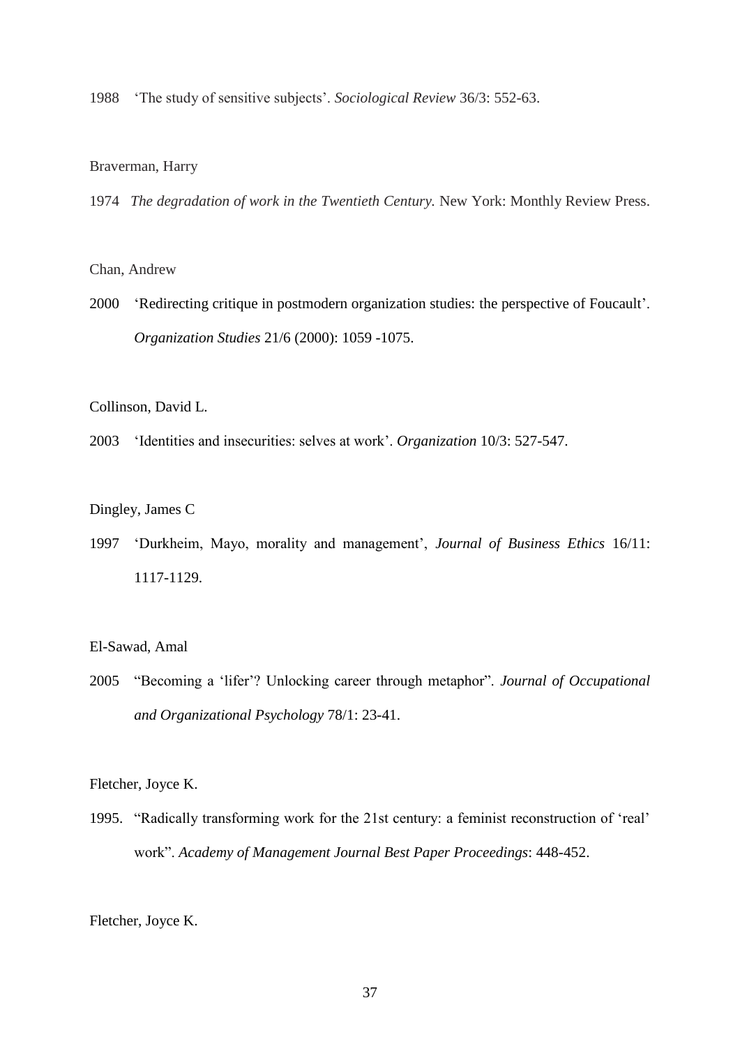1988 'The study of sensitive subjects'. *Sociological Review* 36/3: 552-63.

Braverman, Harry

1974 *The degradation of work in the Twentieth Century.* New York: Monthly Review Press.

Chan, Andrew

2000 'Redirecting critique in postmodern organization studies: the perspective of Foucault'. *Organization Studies* 21/6 (2000): 1059 -1075.

Collinson, David L.

2003 'Identities and insecurities: selves at work'. *Organization* 10/3: 527-547.

Dingley, James C

1997 'Durkheim, Mayo, morality and management', *Journal of Business Ethics* 16/11: 1117-1129.

El-Sawad, Amal

2005 "Becoming a 'lifer'? Unlocking career through metaphor". *Journal of Occupational and Organizational Psychology* 78/1: 23-41.

Fletcher, Joyce K.

1995. "Radically transforming work for the 21st century: a feminist reconstruction of 'real' work". *Academy of Management Journal Best Paper Proceedings*: 448-452.

Fletcher, Joyce K.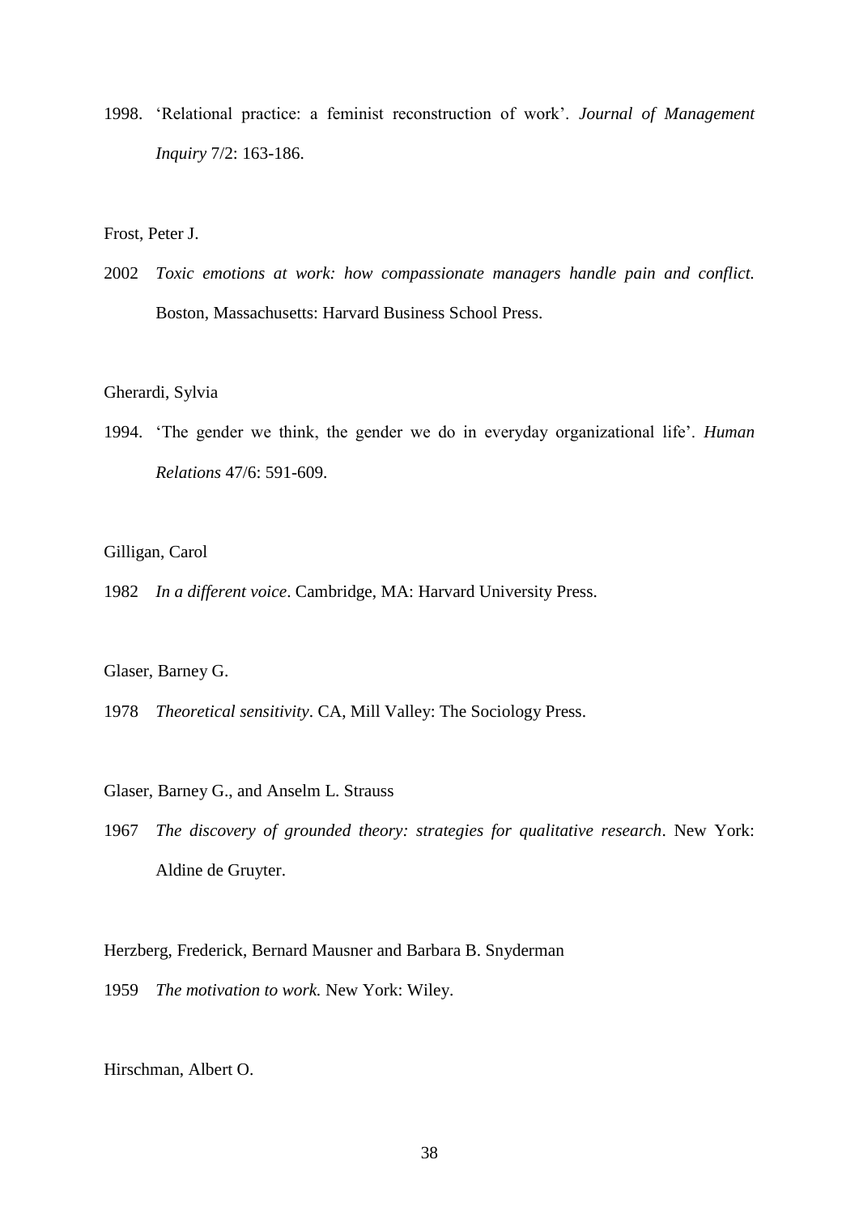1998. 'Relational practice: a feminist reconstruction of work'. *Journal of Management Inquiry* 7/2: 163-186.

Frost, Peter J.

2002 *Toxic emotions at work: how compassionate managers handle pain and conflict.* Boston, Massachusetts: Harvard Business School Press.

Gherardi, Sylvia

1994. 'The gender we think, the gender we do in everyday organizational life'. *Human Relations* 47/6: 591-609.

Gilligan, Carol

1982 *In a different voice*. Cambridge, MA: Harvard University Press.

Glaser, Barney G.

1978 *Theoretical sensitivity*. CA, Mill Valley: The Sociology Press.

Glaser, Barney G., and Anselm L. Strauss

1967 *The discovery of grounded theory: strategies for qualitative research*. New York: Aldine de Gruyter.

Herzberg, Frederick, Bernard Mausner and Barbara B. Snyderman

1959 *The motivation to work.* New York: Wiley.

Hirschman, Albert O.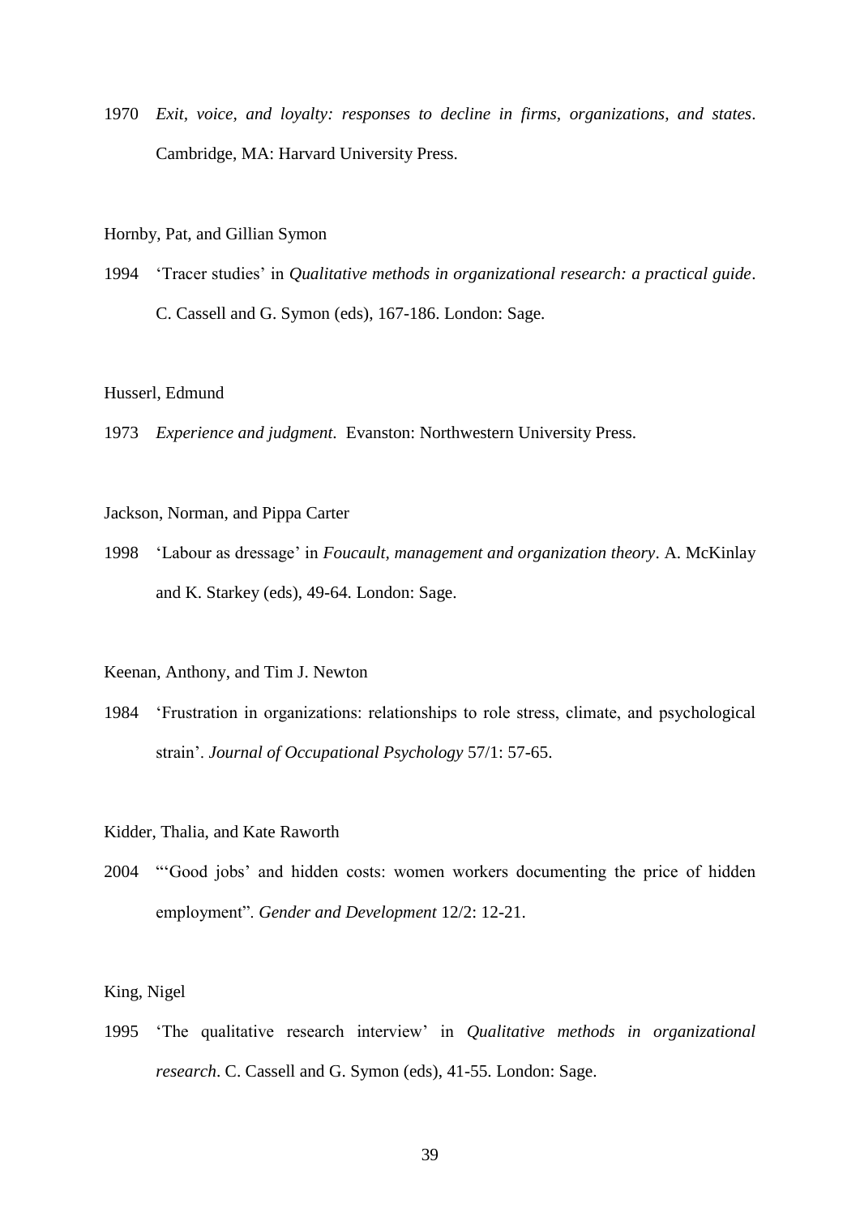1970 *Exit, voice, and loyalty: responses to decline in firms, organizations, and states*. Cambridge, MA: Harvard University Press.

Hornby, Pat, and Gillian Symon

1994 'Tracer studies' in *Qualitative methods in organizational research: a practical guide*. C. Cassell and G. Symon (eds), 167-186. London: Sage.

Husserl, Edmund

1973 *Experience and judgment.* Evanston: Northwestern University Press.

Jackson, Norman, and Pippa Carter

1998 'Labour as dressage' in *Foucault, management and organization theory*. A. McKinlay and K. Starkey (eds), 49-64. London: Sage.

Keenan, Anthony, and Tim J. Newton

1984 'Frustration in organizations: relationships to role stress, climate, and psychological strain'. *Journal of Occupational Psychology* 57/1: 57-65.

Kidder, Thalia, and Kate Raworth

2004 "'Good jobs' and hidden costs: women workers documenting the price of hidden employment". *Gender and Development* 12/2: 12-21.

King, Nigel

1995 'The qualitative research interview' in *Qualitative methods in organizational research*. C. Cassell and G. Symon (eds), 41-55. London: Sage.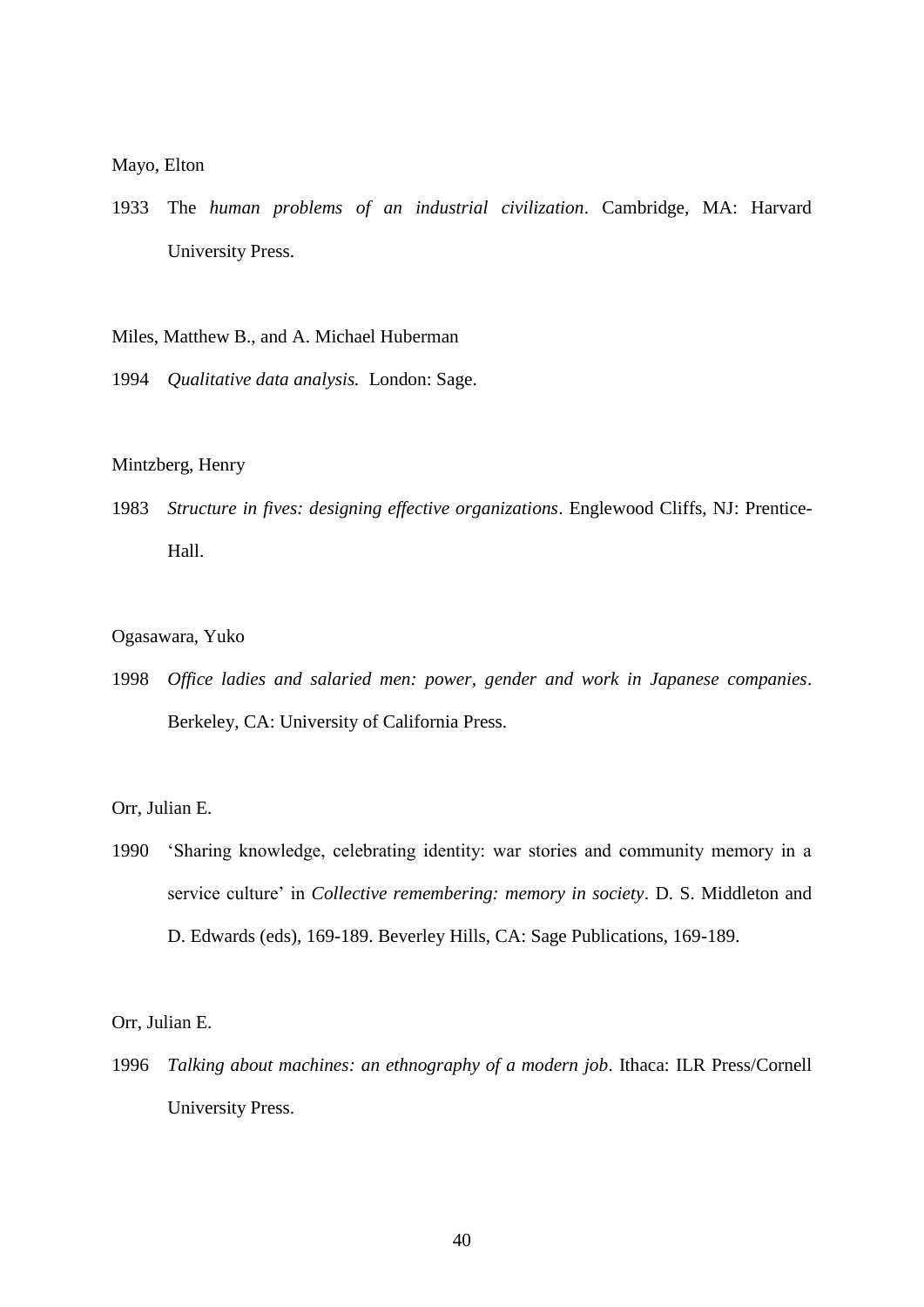Mayo, Elton

1933 The *human problems of an industrial civilization*. Cambridge, MA: Harvard University Press.

Miles, Matthew B., and A. Michael Huberman

1994 *Qualitative data analysis.* London: Sage.

Mintzberg, Henry

1983 *Structure in fives: designing effective organizations*. Englewood Cliffs, NJ: Prentice-Hall.

Ogasawara, Yuko

1998 *Office ladies and salaried men: power, gender and work in Japanese companies*. Berkeley, CA: University of California Press.

Orr, Julian E.

1990 'Sharing knowledge, celebrating identity: war stories and community memory in a service culture' in *Collective remembering: memory in society*. D. S. Middleton and D. Edwards (eds), 169-189. Beverley Hills, CA: Sage Publications, 169-189.

Orr, Julian E.

1996 *Talking about machines: an ethnography of a modern job*. Ithaca: ILR Press/Cornell University Press.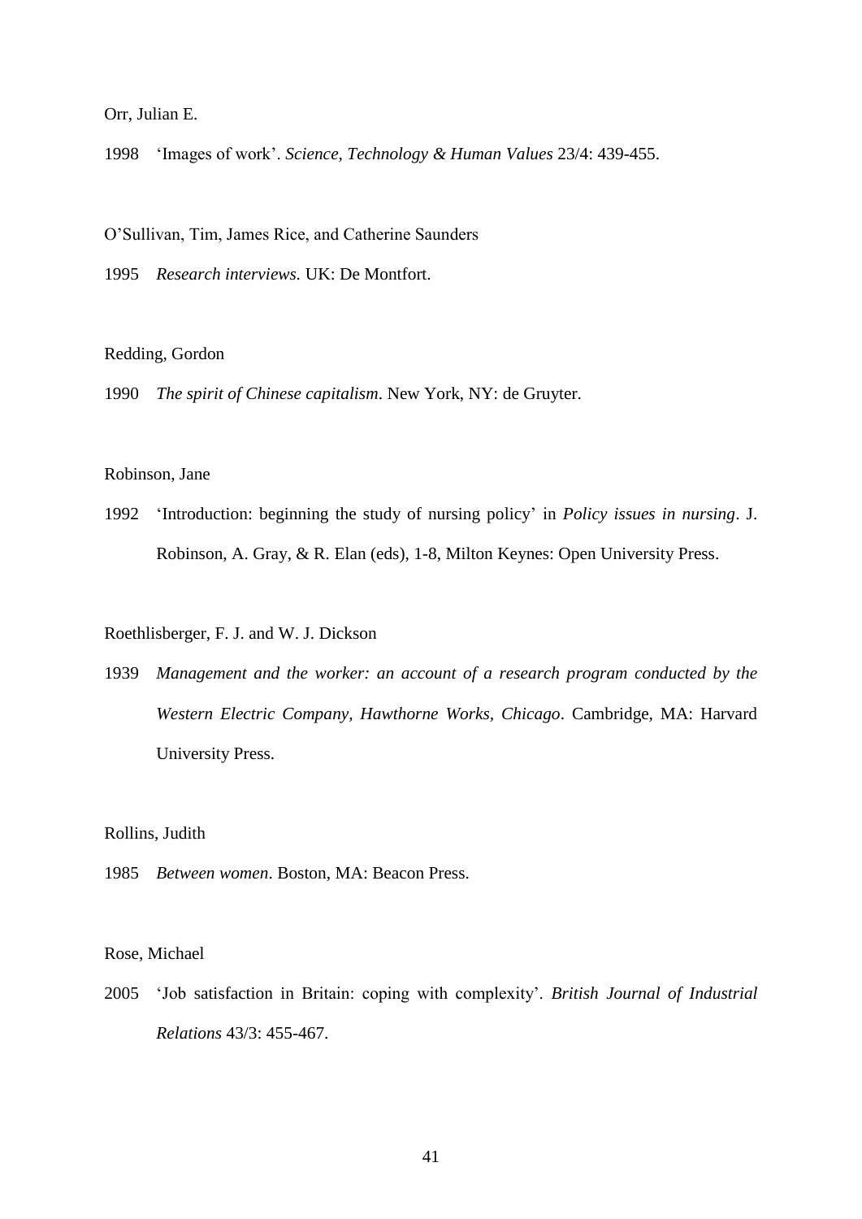Orr, Julian E.

1998 ‘Images of work’. *Science, Technology & Human Values* 23/4: 439-455.

O’Sullivan, Tim, James Rice, and Catherine Saunders

1995 *Research interviews.* UK: De Montfort.

Redding, Gordon

1990 *The spirit of Chinese capitalism*. New York, NY: de Gruyter.

Robinson, Jane

1992 ‘Introduction: beginning the study of nursing policy’ in *Policy issues in nursing*. J. Robinson, A. Gray, & R. Elan (eds), 1-8, Milton Keynes: Open University Press.

Roethlisberger, F. J. and W. J. Dickson

1939 *Management and the worker: an account of a research program conducted by the Western Electric Company, Hawthorne Works, Chicago*. Cambridge, MA: Harvard University Press.

Rollins, Judith

1985 *Between women*. Boston, MA: Beacon Press.

Rose, Michael

2005 ‘Job satisfaction in Britain: coping with complexity’. *British Journal of Industrial Relations* 43/3: 455-467.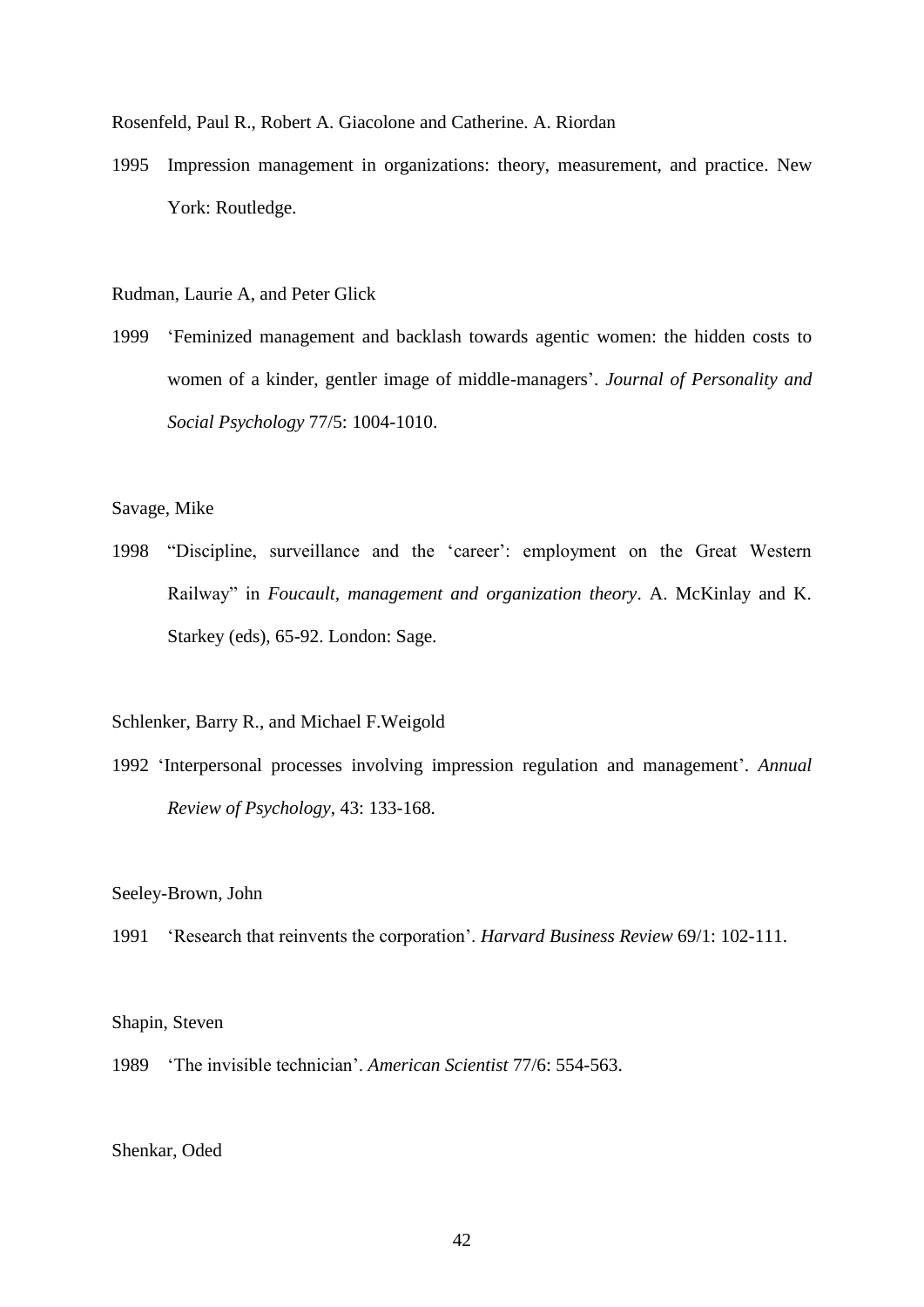Rosenfeld, Paul R., Robert A. Giacolone and Catherine. A. Riordan

1995 Impression management in organizations: theory, measurement, and practice. New York: Routledge.

Rudman, Laurie A, and Peter Glick

1999 'Feminized management and backlash towards agentic women: the hidden costs to women of a kinder, gentler image of middle-managers'. *Journal of Personality and Social Psychology* 77/5: 1004-1010.

Savage, Mike

1998 "Discipline, surveillance and the 'career': employment on the Great Western Railway" in *Foucault, management and organization theory*. A. McKinlay and K. Starkey (eds), 65-92. London: Sage.

Schlenker, Barry R., and Michael F.Weigold

1992 'Interpersonal processes involving impression regulation and management'. *Annual Review of Psychology*, 43: 133-168.

Seeley-Brown, John

1991 'Research that reinvents the corporation'. *Harvard Business Review* 69/1: 102-111.

Shapin, Steven

1989 'The invisible technician'. *American Scientist* 77/6: 554-563.

Shenkar, Oded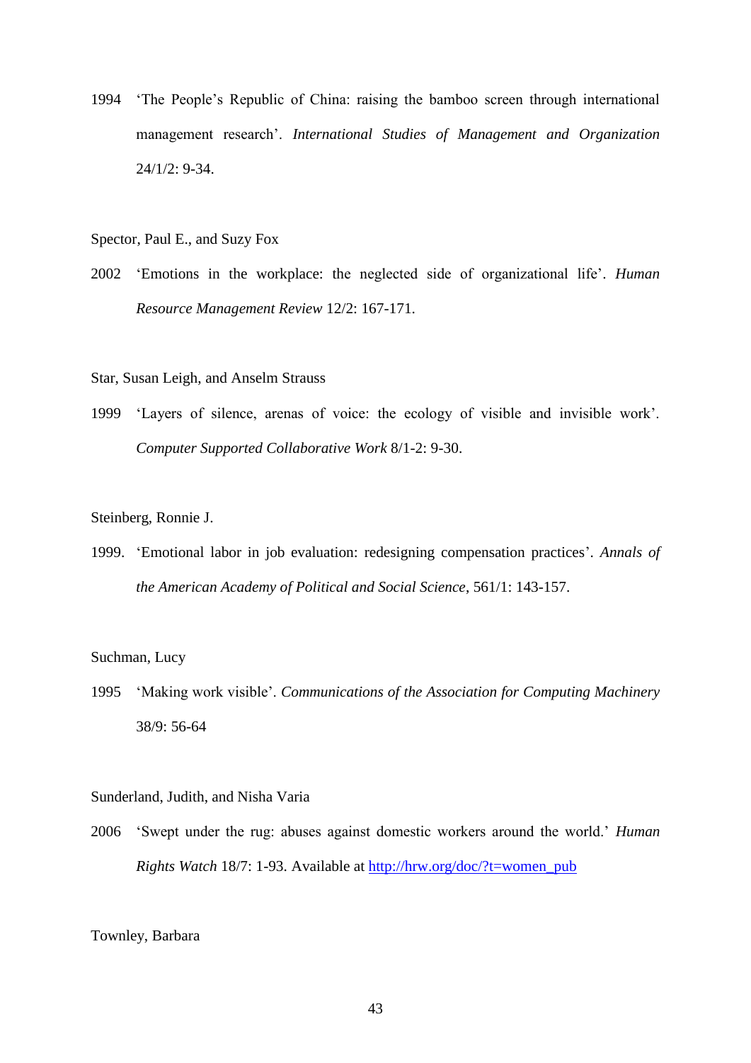1994 'The People's Republic of China: raising the bamboo screen through international management research'. *International Studies of Management and Organization* 24/1/2: 9-34.

Spector, Paul E., and Suzy Fox

2002 'Emotions in the workplace: the neglected side of organizational life'. *Human Resource Management Review* 12/2: 167-171.

Star, Susan Leigh, and Anselm Strauss

1999 'Layers of silence, arenas of voice: the ecology of visible and invisible work'. *Computer Supported Collaborative Work* 8/1-2: 9-30.

Steinberg, Ronnie J.

1999. 'Emotional labor in job evaluation: redesigning compensation practices'. *Annals of the American Academy of Political and Social Science*, 561/1: 143-157.

Suchman, Lucy

1995 'Making work visible'. *Communications of the Association for Computing Machinery* 38/9: 56-64

Sunderland, Judith, and Nisha Varia

2006 'Swept under the rug: abuses against domestic workers around the world.' *Human Rights Watch* 18/7: 1-93. Available at http://hrw.org/doc/?t=women_pub

Townley, Barbara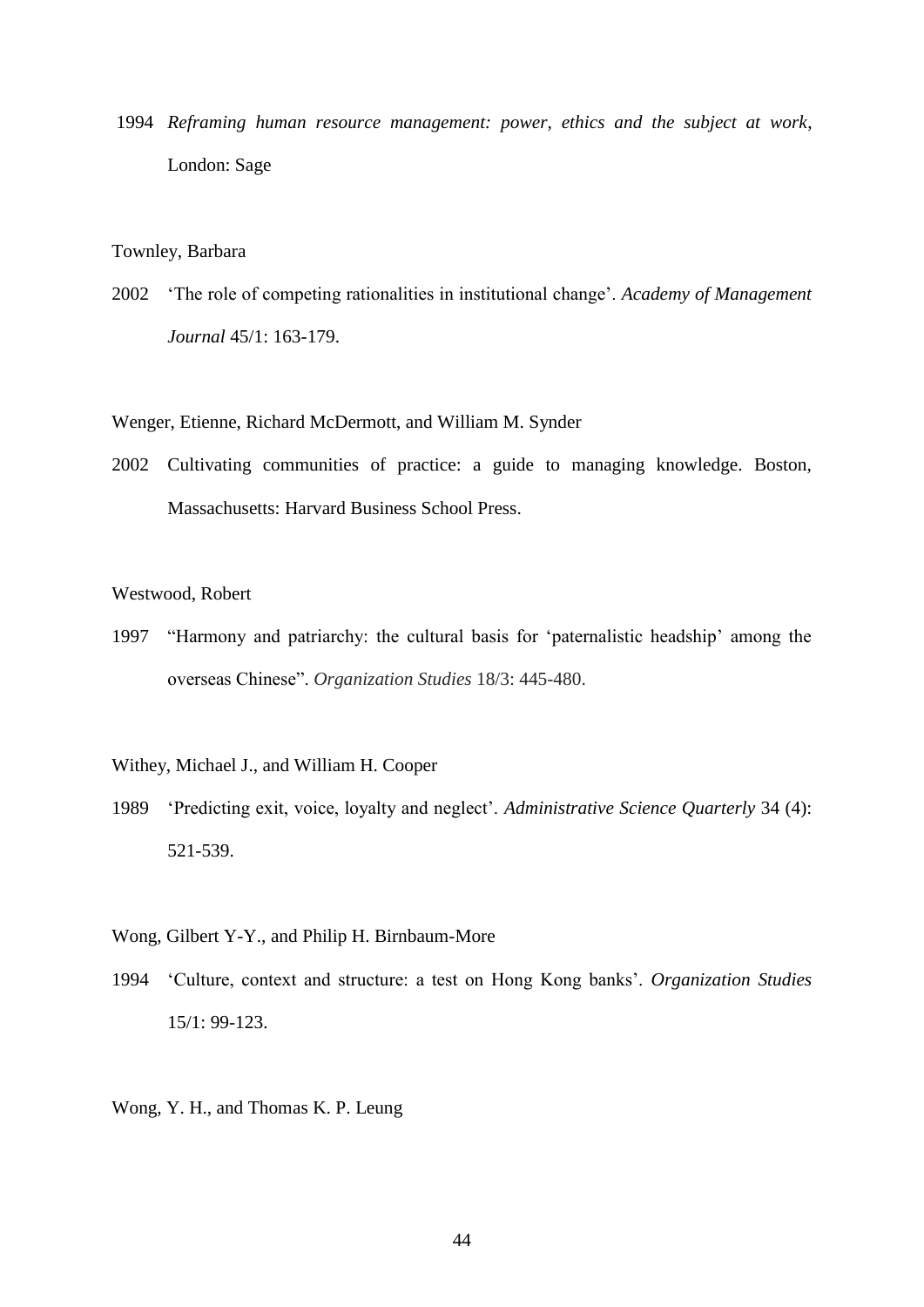1994 *Reframing human resource management: power, ethics and the subject at work*, London: Sage

Townley, Barbara

2002 'The role of competing rationalities in institutional change'. *Academy of Management Journal* 45/1: 163-179.

Wenger, Etienne, Richard McDermott, and William M. Synder

2002 Cultivating communities of practice: a guide to managing knowledge. Boston, Massachusetts: Harvard Business School Press.

Westwood, Robert

1997 "Harmony and patriarchy: the cultural basis for 'paternalistic headship' among the overseas Chinese". *Organization Studies* 18/3: 445-480.

Withey, Michael J., and William H. Cooper

1989 'Predicting exit, voice, loyalty and neglect'. *Administrative Science Quarterly* 34 (4): 521-539.

Wong, Gilbert Y-Y., and Philip H. Birnbaum-More

1994 'Culture, context and structure: a test on Hong Kong banks'. *Organization Studies* 15/1: 99-123.

Wong, Y. H., and Thomas K. P. Leung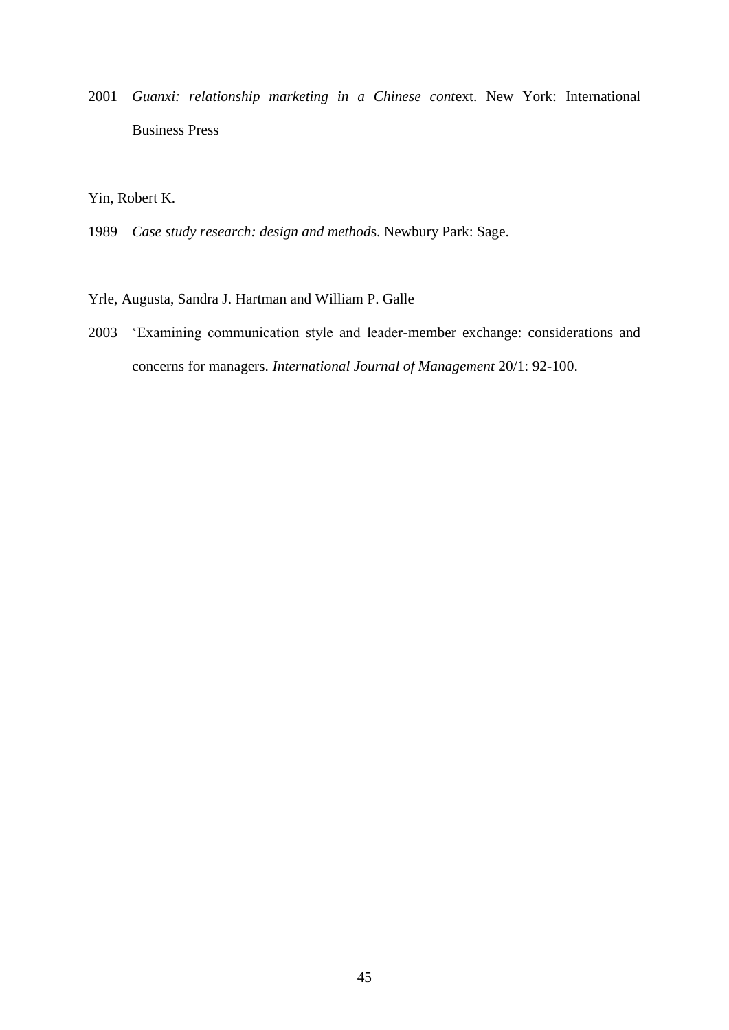2001 *Guanxi: relationship marketing in a Chinese context*. New York: International Business Press

Yin, Robert K.

1989 *Case study research: design and methods*. Newbury Park: Sage.

Yrle, Augusta, Sandra J. Hartman and William P. Galle

2003 'Examining communication style and leader-member exchange: considerations and concerns for managers. *International Journal of Management* 20/1: 92-100.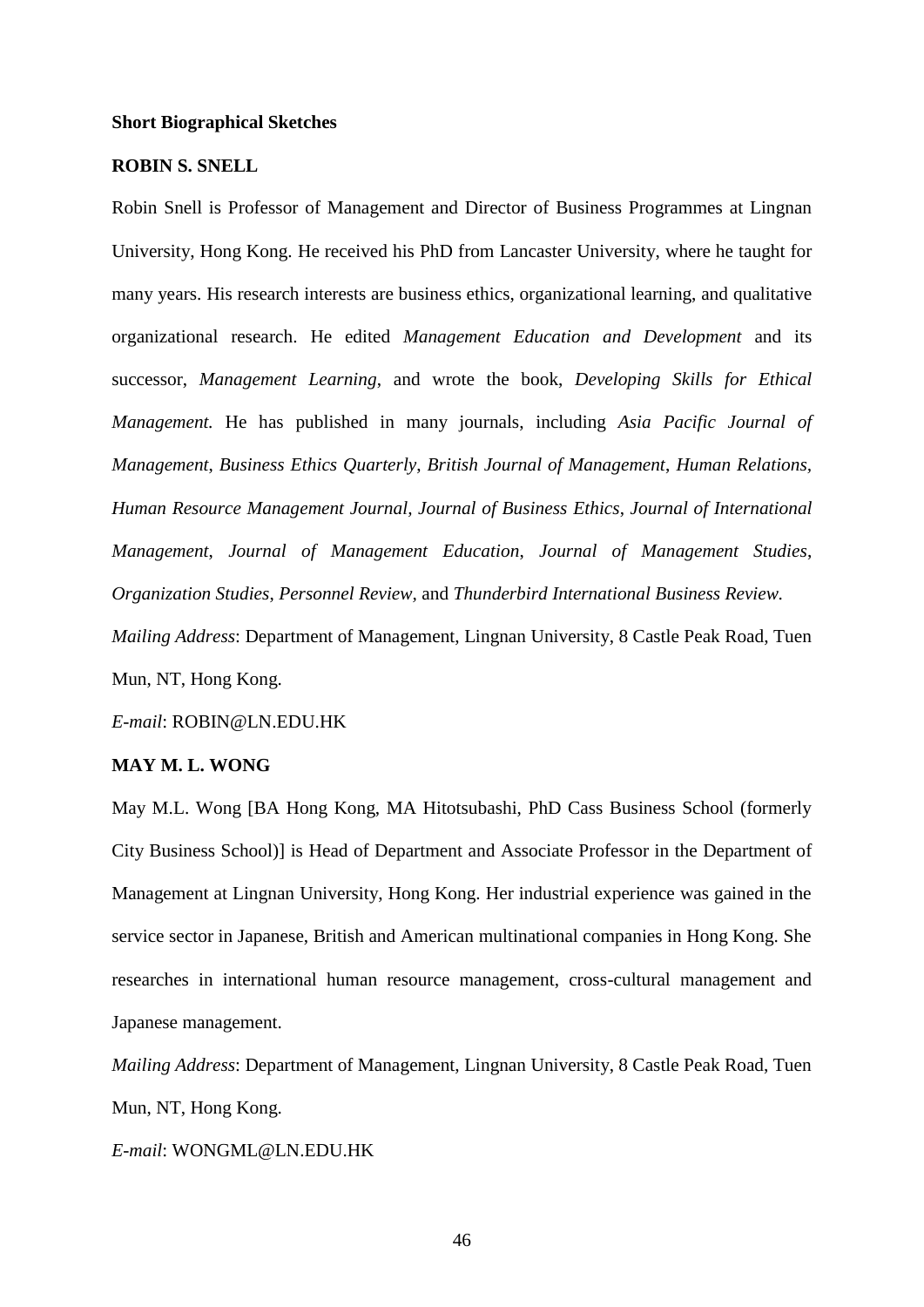**Short Biographical Sketches**

**ROBIN S. SNELL**

Robin Snell is Professor of Management and Director of Business Programmes at Lingnan University, Hong Kong. He received his PhD from Lancaster University, where he taught for many years. His research interests are business ethics, organizational learning, and qualitative organizational research. He edited *Management Education and Development* and its successor, *Management Learning*, and wrote the book, *Developing Skills for Ethical Management.* He has published in many journals, including *Asia Pacific Journal of Management*, *Business Ethics Quarterly*, *British Journal of Management*, *Human Relations*, *Human Resource Management Journal, Journal of Business Ethics*, *Journal of International Management*, *Journal of Management Education*, *Journal of Management Studies*, *Organization Studies*, *Personnel Review*, and *Thunderbird International Business Review.*

*Mailing Address*: Department of Management, Lingnan University, 8 Castle Peak Road, Tuen Mun, NT, Hong Kong.

*E-mail*: ROBIN@LN.EDU.HK

**MAY M. L. WONG**

May M.L. Wong [BA Hong Kong, MA Hitotsubashi, PhD Cass Business School (formerly City Business School)] is Head of Department and Associate Professor in the Department of Management at Lingnan University, Hong Kong. Her industrial experience was gained in the service sector in Japanese, British and American multinational companies in Hong Kong. She researches in international human resource management, cross-cultural management and Japanese management.

*Mailing Address*: Department of Management, Lingnan University, 8 Castle Peak Road, Tuen Mun, NT, Hong Kong.

*E-mail*: WONGML@LN.EDU.HK